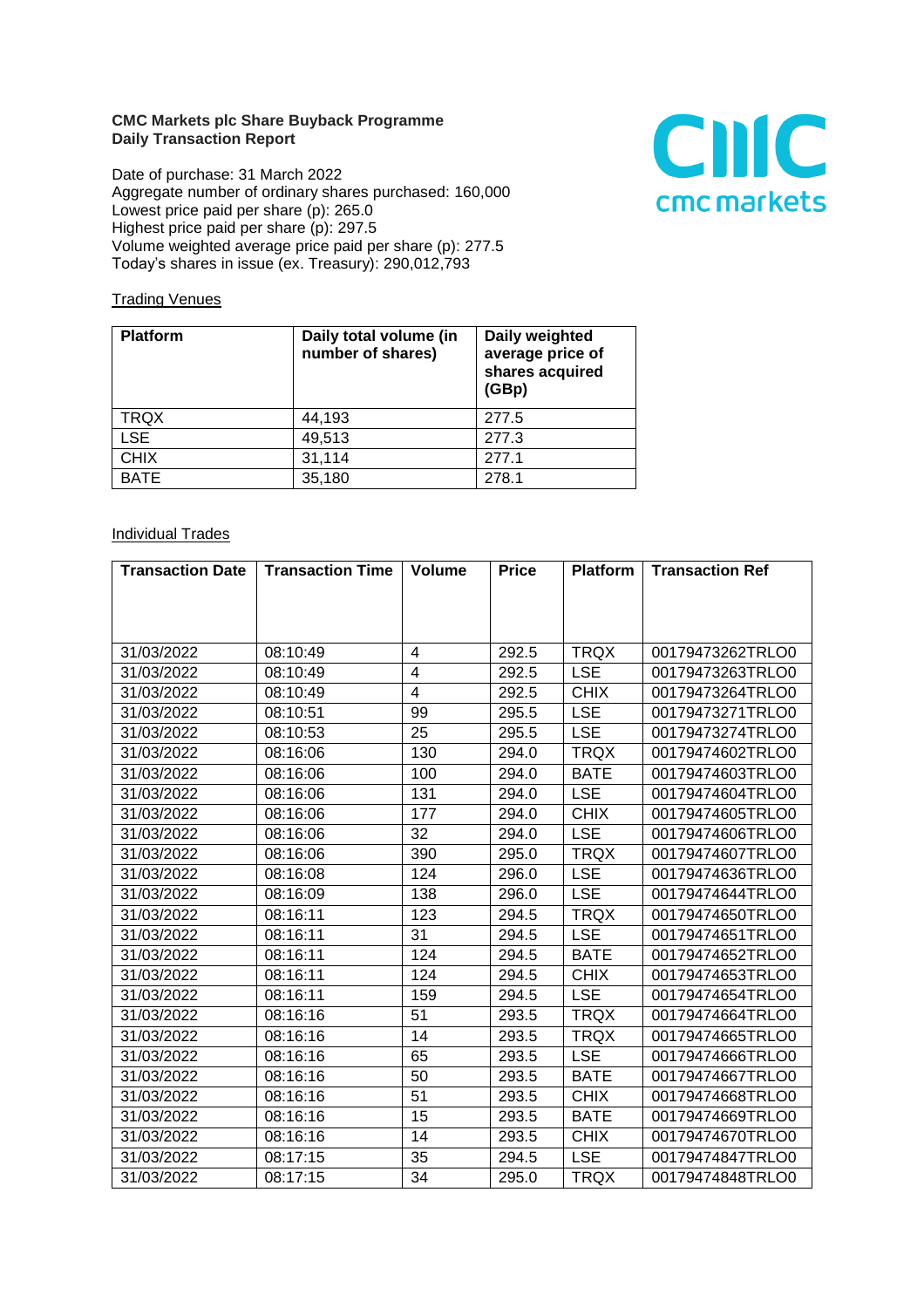**CMC Markets plc Share Buyback Programme**
**Daily Transaction Report**

Date of purchase: 31 March 2022
Aggregate number of ordinary shares purchased: 160,000
Lowest price paid per share (p): 265.0
Highest price paid per share (p): 297.5
Volume weighted average price paid per share (p): 277.5
Today's shares in issue (ex. Treasury): 290,012,793

Trading Venues

| Platform | Daily total volume (in number of shares) | Daily weighted average price of shares acquired (GBp) |
|---|---|---|
| TRQX | 44,193 | 277.5 |
| LSE | 49,513 | 277.3 |
| CHIX | 31,114 | 277.1 |
| BATE | 35,180 | 278.1 |

Individual Trades

| Transaction Date | Transaction Time | Volume | Price | Platform | Transaction Ref |
|---|---|---|---|---|---|
| 31/03/2022 | 08:10:49 | 4 | 292.5 | TRQX | 00179473262TRLO0 |
| 31/03/2022 | 08:10:49 | 4 | 292.5 | LSE | 00179473263TRLO0 |
| 31/03/2022 | 08:10:49 | 4 | 292.5 | CHIX | 00179473264TRLO0 |
| 31/03/2022 | 08:10:51 | 99 | 295.5 | LSE | 00179473271TRLO0 |
| 31/03/2022 | 08:10:53 | 25 | 295.5 | LSE | 00179473274TRLO0 |
| 31/03/2022 | 08:16:06 | 130 | 294.0 | TRQX | 00179474602TRLO0 |
| 31/03/2022 | 08:16:06 | 100 | 294.0 | BATE | 00179474603TRLO0 |
| 31/03/2022 | 08:16:06 | 131 | 294.0 | LSE | 00179474604TRLO0 |
| 31/03/2022 | 08:16:06 | 177 | 294.0 | CHIX | 00179474605TRLO0 |
| 31/03/2022 | 08:16:06 | 32 | 294.0 | LSE | 00179474606TRLO0 |
| 31/03/2022 | 08:16:06 | 390 | 295.0 | TRQX | 00179474607TRLO0 |
| 31/03/2022 | 08:16:08 | 124 | 296.0 | LSE | 00179474636TRLO0 |
| 31/03/2022 | 08:16:09 | 138 | 296.0 | LSE | 00179474644TRLO0 |
| 31/03/2022 | 08:16:11 | 123 | 294.5 | TRQX | 00179474650TRLO0 |
| 31/03/2022 | 08:16:11 | 31 | 294.5 | LSE | 00179474651TRLO0 |
| 31/03/2022 | 08:16:11 | 124 | 294.5 | BATE | 00179474652TRLO0 |
| 31/03/2022 | 08:16:11 | 124 | 294.5 | CHIX | 00179474653TRLO0 |
| 31/03/2022 | 08:16:11 | 159 | 294.5 | LSE | 00179474654TRLO0 |
| 31/03/2022 | 08:16:16 | 51 | 293.5 | TRQX | 00179474664TRLO0 |
| 31/03/2022 | 08:16:16 | 14 | 293.5 | TRQX | 00179474665TRLO0 |
| 31/03/2022 | 08:16:16 | 65 | 293.5 | LSE | 00179474666TRLO0 |
| 31/03/2022 | 08:16:16 | 50 | 293.5 | BATE | 00179474667TRLO0 |
| 31/03/2022 | 08:16:16 | 51 | 293.5 | CHIX | 00179474668TRLO0 |
| 31/03/2022 | 08:16:16 | 15 | 293.5 | BATE | 00179474669TRLO0 |
| 31/03/2022 | 08:16:16 | 14 | 293.5 | CHIX | 00179474670TRLO0 |
| 31/03/2022 | 08:17:15 | 35 | 294.5 | LSE | 00179474847TRLO0 |
| 31/03/2022 | 08:17:15 | 34 | 295.0 | TRQX | 00179474848TRLO0 |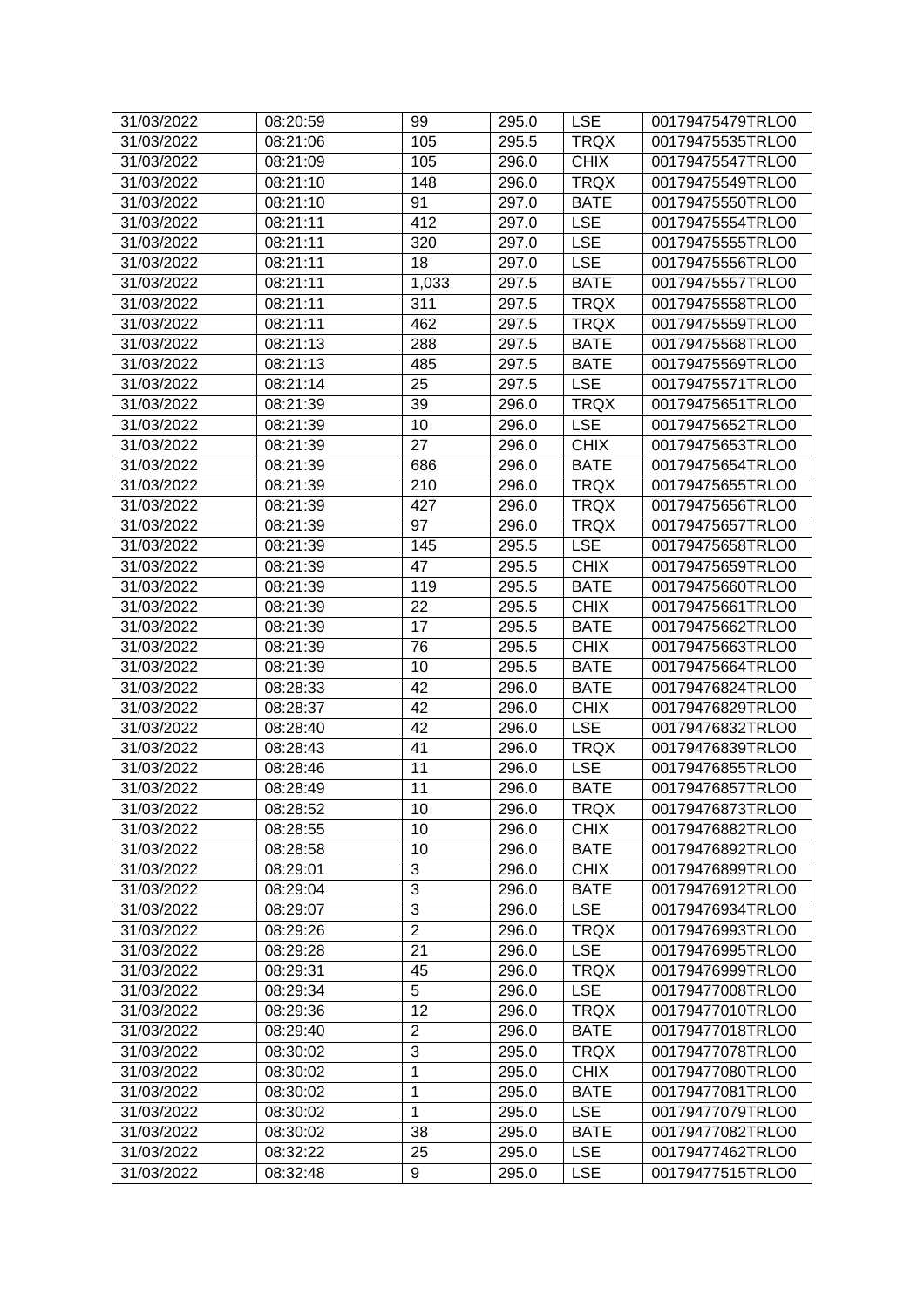| | | | | | |
|---|---|---|---|---|---|
| 31/03/2022 | 08:20:59 | 99 | 295.0 | LSE | 00179475479TRLO0 |
| 31/03/2022 | 08:21:06 | 105 | 295.5 | TRQX | 00179475535TRLO0 |
| 31/03/2022 | 08:21:09 | 105 | 296.0 | CHIX | 00179475547TRLO0 |
| 31/03/2022 | 08:21:10 | 148 | 296.0 | TRQX | 00179475549TRLO0 |
| 31/03/2022 | 08:21:10 | 91 | 297.0 | BATE | 00179475550TRLO0 |
| 31/03/2022 | 08:21:11 | 412 | 297.0 | LSE | 00179475554TRLO0 |
| 31/03/2022 | 08:21:11 | 320 | 297.0 | LSE | 00179475555TRLO0 |
| 31/03/2022 | 08:21:11 | 18 | 297.0 | LSE | 00179475556TRLO0 |
| 31/03/2022 | 08:21:11 | 1,033 | 297.5 | BATE | 00179475557TRLO0 |
| 31/03/2022 | 08:21:11 | 311 | 297.5 | TRQX | 00179475558TRLO0 |
| 31/03/2022 | 08:21:11 | 462 | 297.5 | TRQX | 00179475559TRLO0 |
| 31/03/2022 | 08:21:13 | 288 | 297.5 | BATE | 00179475568TRLO0 |
| 31/03/2022 | 08:21:13 | 485 | 297.5 | BATE | 00179475569TRLO0 |
| 31/03/2022 | 08:21:14 | 25 | 297.5 | LSE | 00179475571TRLO0 |
| 31/03/2022 | 08:21:39 | 39 | 296.0 | TRQX | 00179475651TRLO0 |
| 31/03/2022 | 08:21:39 | 10 | 296.0 | LSE | 00179475652TRLO0 |
| 31/03/2022 | 08:21:39 | 27 | 296.0 | CHIX | 00179475653TRLO0 |
| 31/03/2022 | 08:21:39 | 686 | 296.0 | BATE | 00179475654TRLO0 |
| 31/03/2022 | 08:21:39 | 210 | 296.0 | TRQX | 00179475655TRLO0 |
| 31/03/2022 | 08:21:39 | 427 | 296.0 | TRQX | 00179475656TRLO0 |
| 31/03/2022 | 08:21:39 | 97 | 296.0 | TRQX | 00179475657TRLO0 |
| 31/03/2022 | 08:21:39 | 145 | 295.5 | LSE | 00179475658TRLO0 |
| 31/03/2022 | 08:21:39 | 47 | 295.5 | CHIX | 00179475659TRLO0 |
| 31/03/2022 | 08:21:39 | 119 | 295.5 | BATE | 00179475660TRLO0 |
| 31/03/2022 | 08:21:39 | 22 | 295.5 | CHIX | 00179475661TRLO0 |
| 31/03/2022 | 08:21:39 | 17 | 295.5 | BATE | 00179475662TRLO0 |
| 31/03/2022 | 08:21:39 | 76 | 295.5 | CHIX | 00179475663TRLO0 |
| 31/03/2022 | 08:21:39 | 10 | 295.5 | BATE | 00179475664TRLO0 |
| 31/03/2022 | 08:28:33 | 42 | 296.0 | BATE | 00179476824TRLO0 |
| 31/03/2022 | 08:28:37 | 42 | 296.0 | CHIX | 00179476829TRLO0 |
| 31/03/2022 | 08:28:40 | 42 | 296.0 | LSE | 00179476832TRLO0 |
| 31/03/2022 | 08:28:43 | 41 | 296.0 | TRQX | 00179476839TRLO0 |
| 31/03/2022 | 08:28:46 | 11 | 296.0 | LSE | 00179476855TRLO0 |
| 31/03/2022 | 08:28:49 | 11 | 296.0 | BATE | 00179476857TRLO0 |
| 31/03/2022 | 08:28:52 | 10 | 296.0 | TRQX | 00179476873TRLO0 |
| 31/03/2022 | 08:28:55 | 10 | 296.0 | CHIX | 00179476882TRLO0 |
| 31/03/2022 | 08:28:58 | 10 | 296.0 | BATE | 00179476892TRLO0 |
| 31/03/2022 | 08:29:01 | 3 | 296.0 | CHIX | 00179476899TRLO0 |
| 31/03/2022 | 08:29:04 | 3 | 296.0 | BATE | 00179476912TRLO0 |
| 31/03/2022 | 08:29:07 | 3 | 296.0 | LSE | 00179476934TRLO0 |
| 31/03/2022 | 08:29:26 | 2 | 296.0 | TRQX | 00179476993TRLO0 |
| 31/03/2022 | 08:29:28 | 21 | 296.0 | LSE | 00179476995TRLO0 |
| 31/03/2022 | 08:29:31 | 45 | 296.0 | TRQX | 00179476999TRLO0 |
| 31/03/2022 | 08:29:34 | 5 | 296.0 | LSE | 00179477008TRLO0 |
| 31/03/2022 | 08:29:36 | 12 | 296.0 | TRQX | 00179477010TRLO0 |
| 31/03/2022 | 08:29:40 | 2 | 296.0 | BATE | 00179477018TRLO0 |
| 31/03/2022 | 08:30:02 | 3 | 295.0 | TRQX | 00179477078TRLO0 |
| 31/03/2022 | 08:30:02 | 1 | 295.0 | CHIX | 00179477080TRLO0 |
| 31/03/2022 | 08:30:02 | 1 | 295.0 | BATE | 00179477081TRLO0 |
| 31/03/2022 | 08:30:02 | 1 | 295.0 | LSE | 00179477079TRLO0 |
| 31/03/2022 | 08:30:02 | 38 | 295.0 | BATE | 00179477082TRLO0 |
| 31/03/2022 | 08:32:22 | 25 | 295.0 | LSE | 00179477462TRLO0 |
| 31/03/2022 | 08:32:48 | 9 | 295.0 | LSE | 00179477515TRLO0 |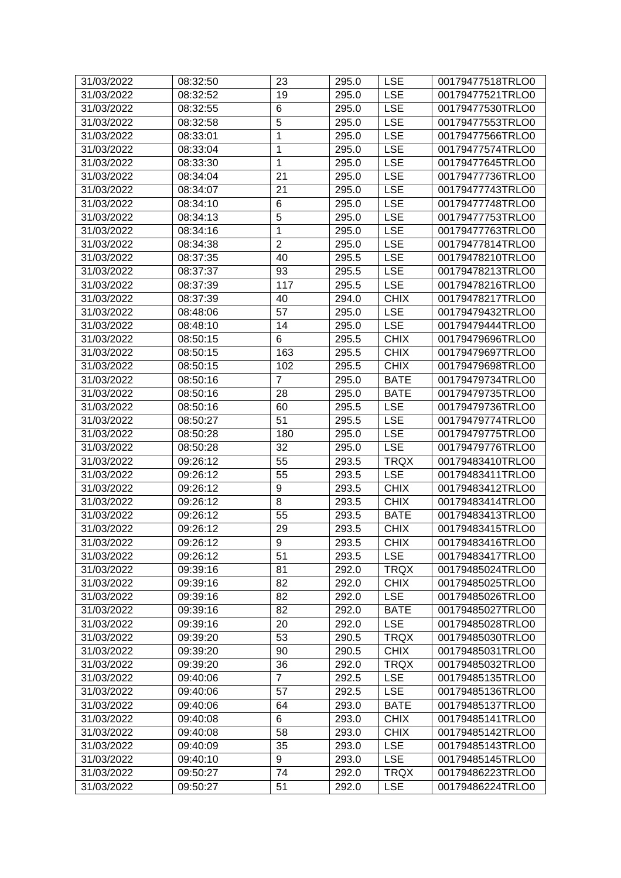| | | | | | |
|---|---|---|---|---|---|
| 31/03/2022 | 08:32:50 | 23 | 295.0 | LSE | 00179477518TRLO0 |
| 31/03/2022 | 08:32:52 | 19 | 295.0 | LSE | 00179477521TRLO0 |
| 31/03/2022 | 08:32:55 | 6 | 295.0 | LSE | 00179477530TRLO0 |
| 31/03/2022 | 08:32:58 | 5 | 295.0 | LSE | 00179477553TRLO0 |
| 31/03/2022 | 08:33:01 | 1 | 295.0 | LSE | 00179477566TRLO0 |
| 31/03/2022 | 08:33:04 | 1 | 295.0 | LSE | 00179477574TRLO0 |
| 31/03/2022 | 08:33:30 | 1 | 295.0 | LSE | 00179477645TRLO0 |
| 31/03/2022 | 08:34:04 | 21 | 295.0 | LSE | 00179477736TRLO0 |
| 31/03/2022 | 08:34:07 | 21 | 295.0 | LSE | 00179477743TRLO0 |
| 31/03/2022 | 08:34:10 | 6 | 295.0 | LSE | 00179477748TRLO0 |
| 31/03/2022 | 08:34:13 | 5 | 295.0 | LSE | 00179477753TRLO0 |
| 31/03/2022 | 08:34:16 | 1 | 295.0 | LSE | 00179477763TRLO0 |
| 31/03/2022 | 08:34:38 | 2 | 295.0 | LSE | 00179477814TRLO0 |
| 31/03/2022 | 08:37:35 | 40 | 295.5 | LSE | 00179478210TRLO0 |
| 31/03/2022 | 08:37:37 | 93 | 295.5 | LSE | 00179478213TRLO0 |
| 31/03/2022 | 08:37:39 | 117 | 295.5 | LSE | 00179478216TRLO0 |
| 31/03/2022 | 08:37:39 | 40 | 294.0 | CHIX | 00179478217TRLO0 |
| 31/03/2022 | 08:48:06 | 57 | 295.0 | LSE | 00179479432TRLO0 |
| 31/03/2022 | 08:48:10 | 14 | 295.0 | LSE | 00179479444TRLO0 |
| 31/03/2022 | 08:50:15 | 6 | 295.5 | CHIX | 00179479696TRLO0 |
| 31/03/2022 | 08:50:15 | 163 | 295.5 | CHIX | 00179479697TRLO0 |
| 31/03/2022 | 08:50:15 | 102 | 295.5 | CHIX | 00179479698TRLO0 |
| 31/03/2022 | 08:50:16 | 7 | 295.0 | BATE | 00179479734TRLO0 |
| 31/03/2022 | 08:50:16 | 28 | 295.0 | BATE | 00179479735TRLO0 |
| 31/03/2022 | 08:50:16 | 60 | 295.5 | LSE | 00179479736TRLO0 |
| 31/03/2022 | 08:50:27 | 51 | 295.5 | LSE | 00179479774TRLO0 |
| 31/03/2022 | 08:50:28 | 180 | 295.0 | LSE | 00179479775TRLO0 |
| 31/03/2022 | 08:50:28 | 32 | 295.0 | LSE | 00179479776TRLO0 |
| 31/03/2022 | 09:26:12 | 55 | 293.5 | TRQX | 00179483410TRLO0 |
| 31/03/2022 | 09:26:12 | 55 | 293.5 | LSE | 00179483411TRLO0 |
| 31/03/2022 | 09:26:12 | 9 | 293.5 | CHIX | 00179483412TRLO0 |
| 31/03/2022 | 09:26:12 | 8 | 293.5 | CHIX | 00179483414TRLO0 |
| 31/03/2022 | 09:26:12 | 55 | 293.5 | BATE | 00179483413TRLO0 |
| 31/03/2022 | 09:26:12 | 29 | 293.5 | CHIX | 00179483415TRLO0 |
| 31/03/2022 | 09:26:12 | 9 | 293.5 | CHIX | 00179483416TRLO0 |
| 31/03/2022 | 09:26:12 | 51 | 293.5 | LSE | 00179483417TRLO0 |
| 31/03/2022 | 09:39:16 | 81 | 292.0 | TRQX | 00179485024TRLO0 |
| 31/03/2022 | 09:39:16 | 82 | 292.0 | CHIX | 00179485025TRLO0 |
| 31/03/2022 | 09:39:16 | 82 | 292.0 | LSE | 00179485026TRLO0 |
| 31/03/2022 | 09:39:16 | 82 | 292.0 | BATE | 00179485027TRLO0 |
| 31/03/2022 | 09:39:16 | 20 | 292.0 | LSE | 00179485028TRLO0 |
| 31/03/2022 | 09:39:20 | 53 | 290.5 | TRQX | 00179485030TRLO0 |
| 31/03/2022 | 09:39:20 | 90 | 290.5 | CHIX | 00179485031TRLO0 |
| 31/03/2022 | 09:39:20 | 36 | 292.0 | TRQX | 00179485032TRLO0 |
| 31/03/2022 | 09:40:06 | 7 | 292.5 | LSE | 00179485135TRLO0 |
| 31/03/2022 | 09:40:06 | 57 | 292.5 | LSE | 00179485136TRLO0 |
| 31/03/2022 | 09:40:06 | 64 | 293.0 | BATE | 00179485137TRLO0 |
| 31/03/2022 | 09:40:08 | 6 | 293.0 | CHIX | 00179485141TRLO0 |
| 31/03/2022 | 09:40:08 | 58 | 293.0 | CHIX | 00179485142TRLO0 |
| 31/03/2022 | 09:40:09 | 35 | 293.0 | LSE | 00179485143TRLO0 |
| 31/03/2022 | 09:40:10 | 9 | 293.0 | LSE | 00179485145TRLO0 |
| 31/03/2022 | 09:50:27 | 74 | 292.0 | TRQX | 00179486223TRLO0 |
| 31/03/2022 | 09:50:27 | 51 | 292.0 | LSE | 00179486224TRLO0 |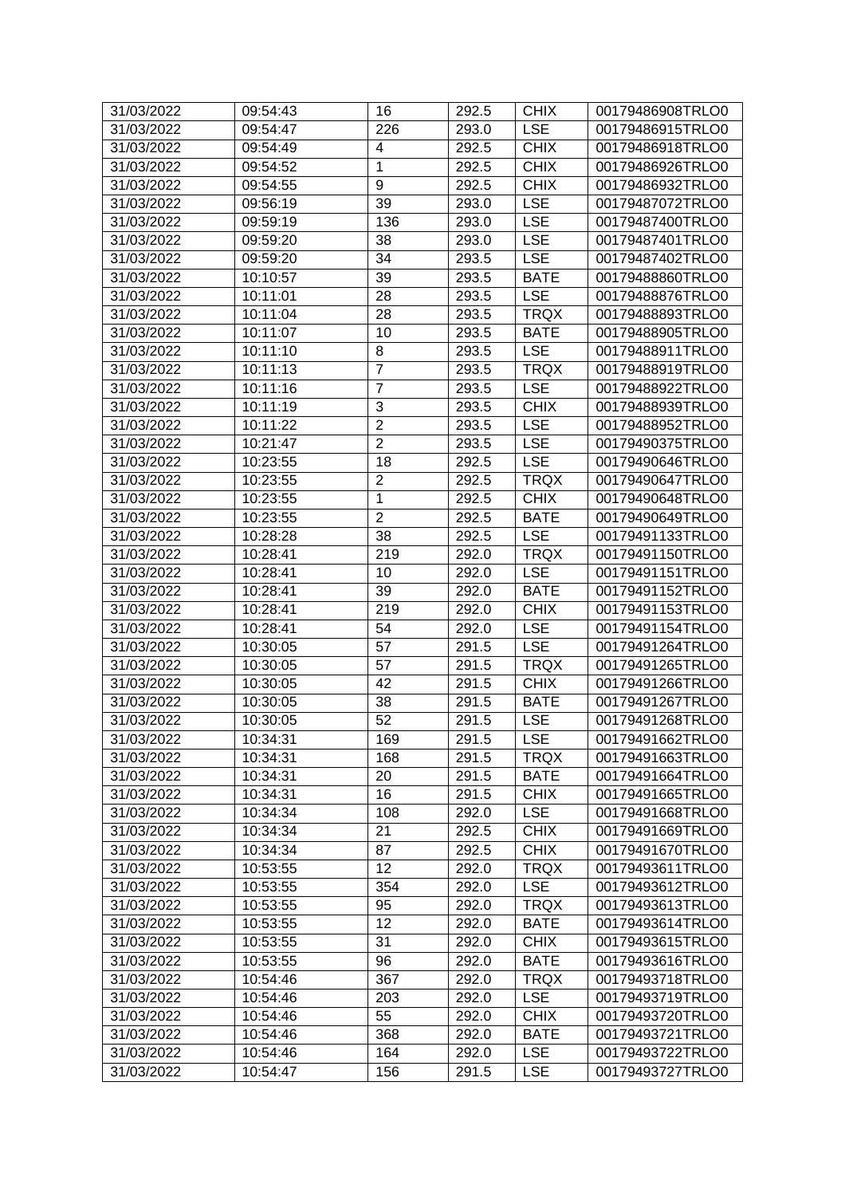| 31/03/2022 | 09:54:43 | 16 | 292.5 | CHIX | 00179486908TRLO0 |
|---|---|---|---|---|---|
| 31/03/2022 | 09:54:47 | 226 | 293.0 | LSE | 00179486915TRLO0 |
| 31/03/2022 | 09:54:49 | 4 | 292.5 | CHIX | 00179486918TRLO0 |
| 31/03/2022 | 09:54:52 | 1 | 292.5 | CHIX | 00179486926TRLO0 |
| 31/03/2022 | 09:54:55 | 9 | 292.5 | CHIX | 00179486932TRLO0 |
| 31/03/2022 | 09:56:19 | 39 | 293.0 | LSE | 00179487072TRLO0 |
| 31/03/2022 | 09:59:19 | 136 | 293.0 | LSE | 00179487400TRLO0 |
| 31/03/2022 | 09:59:20 | 38 | 293.0 | LSE | 00179487401TRLO0 |
| 31/03/2022 | 09:59:20 | 34 | 293.5 | LSE | 00179487402TRLO0 |
| 31/03/2022 | 10:10:57 | 39 | 293.5 | BATE | 00179488860TRLO0 |
| 31/03/2022 | 10:11:01 | 28 | 293.5 | LSE | 00179488876TRLO0 |
| 31/03/2022 | 10:11:04 | 28 | 293.5 | TRQX | 00179488893TRLO0 |
| 31/03/2022 | 10:11:07 | 10 | 293.5 | BATE | 00179488905TRLO0 |
| 31/03/2022 | 10:11:10 | 8 | 293.5 | LSE | 00179488911TRLO0 |
| 31/03/2022 | 10:11:13 | 7 | 293.5 | TRQX | 00179488919TRLO0 |
| 31/03/2022 | 10:11:16 | 7 | 293.5 | LSE | 00179488922TRLO0 |
| 31/03/2022 | 10:11:19 | 3 | 293.5 | CHIX | 00179488939TRLO0 |
| 31/03/2022 | 10:11:22 | 2 | 293.5 | LSE | 00179488952TRLO0 |
| 31/03/2022 | 10:21:47 | 2 | 293.5 | LSE | 00179490375TRLO0 |
| 31/03/2022 | 10:23:55 | 18 | 292.5 | LSE | 00179490646TRLO0 |
| 31/03/2022 | 10:23:55 | 2 | 292.5 | TRQX | 00179490647TRLO0 |
| 31/03/2022 | 10:23:55 | 1 | 292.5 | CHIX | 00179490648TRLO0 |
| 31/03/2022 | 10:23:55 | 2 | 292.5 | BATE | 00179490649TRLO0 |
| 31/03/2022 | 10:28:28 | 38 | 292.5 | LSE | 00179491133TRLO0 |
| 31/03/2022 | 10:28:41 | 219 | 292.0 | TRQX | 00179491150TRLO0 |
| 31/03/2022 | 10:28:41 | 10 | 292.0 | LSE | 00179491151TRLO0 |
| 31/03/2022 | 10:28:41 | 39 | 292.0 | BATE | 00179491152TRLO0 |
| 31/03/2022 | 10:28:41 | 219 | 292.0 | CHIX | 00179491153TRLO0 |
| 31/03/2022 | 10:28:41 | 54 | 292.0 | LSE | 00179491154TRLO0 |
| 31/03/2022 | 10:30:05 | 57 | 291.5 | LSE | 00179491264TRLO0 |
| 31/03/2022 | 10:30:05 | 57 | 291.5 | TRQX | 00179491265TRLO0 |
| 31/03/2022 | 10:30:05 | 42 | 291.5 | CHIX | 00179491266TRLO0 |
| 31/03/2022 | 10:30:05 | 38 | 291.5 | BATE | 00179491267TRLO0 |
| 31/03/2022 | 10:30:05 | 52 | 291.5 | LSE | 00179491268TRLO0 |
| 31/03/2022 | 10:34:31 | 169 | 291.5 | LSE | 00179491662TRLO0 |
| 31/03/2022 | 10:34:31 | 168 | 291.5 | TRQX | 00179491663TRLO0 |
| 31/03/2022 | 10:34:31 | 20 | 291.5 | BATE | 00179491664TRLO0 |
| 31/03/2022 | 10:34:31 | 16 | 291.5 | CHIX | 00179491665TRLO0 |
| 31/03/2022 | 10:34:34 | 108 | 292.0 | LSE | 00179491668TRLO0 |
| 31/03/2022 | 10:34:34 | 21 | 292.5 | CHIX | 00179491669TRLO0 |
| 31/03/2022 | 10:34:34 | 87 | 292.5 | CHIX | 00179491670TRLO0 |
| 31/03/2022 | 10:53:55 | 12 | 292.0 | TRQX | 00179493611TRLO0 |
| 31/03/2022 | 10:53:55 | 354 | 292.0 | LSE | 00179493612TRLO0 |
| 31/03/2022 | 10:53:55 | 95 | 292.0 | TRQX | 00179493613TRLO0 |
| 31/03/2022 | 10:53:55 | 12 | 292.0 | BATE | 00179493614TRLO0 |
| 31/03/2022 | 10:53:55 | 31 | 292.0 | CHIX | 00179493615TRLO0 |
| 31/03/2022 | 10:53:55 | 96 | 292.0 | BATE | 00179493616TRLO0 |
| 31/03/2022 | 10:54:46 | 367 | 292.0 | TRQX | 00179493718TRLO0 |
| 31/03/2022 | 10:54:46 | 203 | 292.0 | LSE | 00179493719TRLO0 |
| 31/03/2022 | 10:54:46 | 55 | 292.0 | CHIX | 00179493720TRLO0 |
| 31/03/2022 | 10:54:46 | 368 | 292.0 | BATE | 00179493721TRLO0 |
| 31/03/2022 | 10:54:46 | 164 | 292.0 | LSE | 00179493722TRLO0 |
| 31/03/2022 | 10:54:47 | 156 | 291.5 | LSE | 00179493727TRLO0 |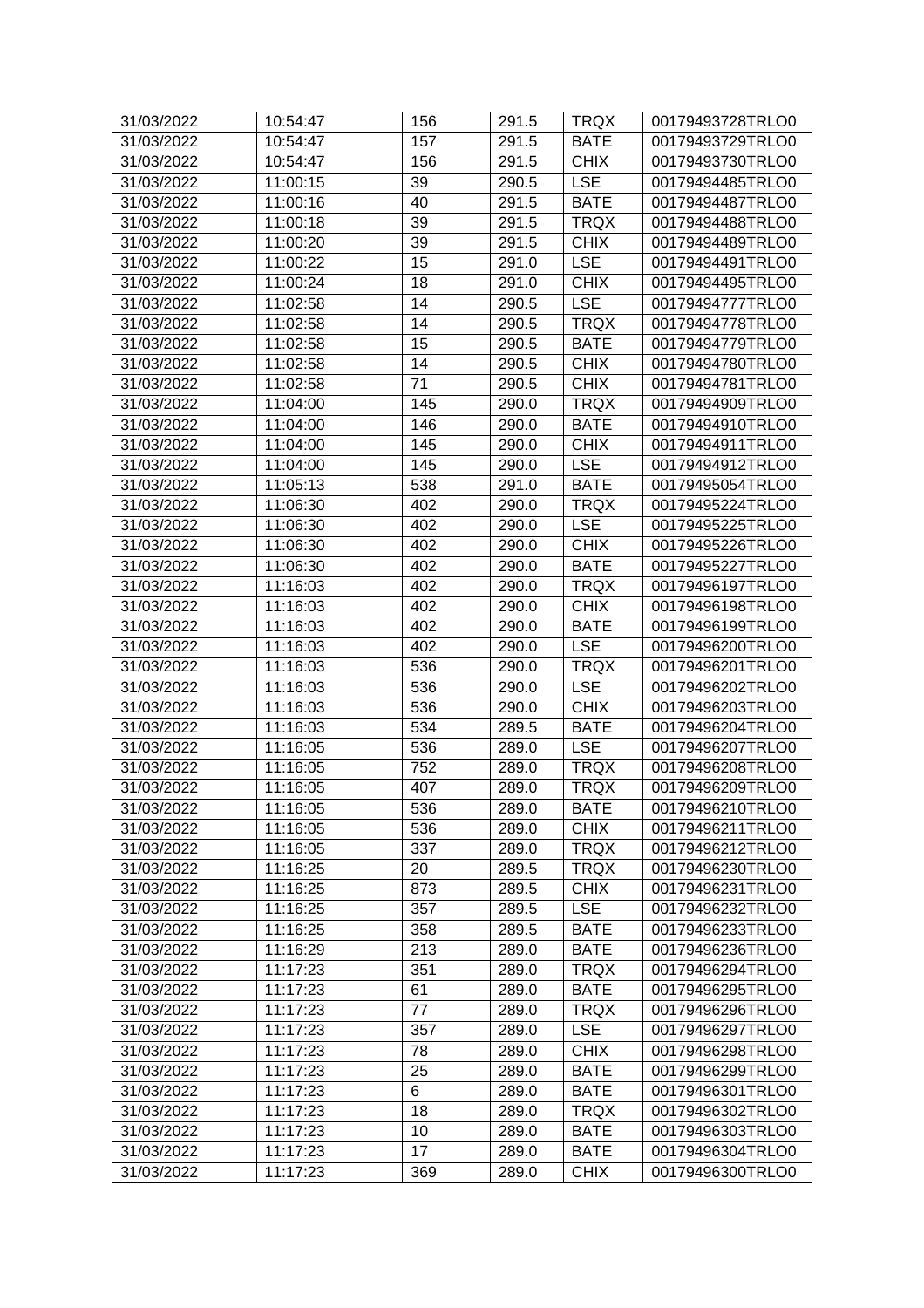| 31/03/2022 | 10:54:47 | 156 | 291.5 | TRQX | 00179493728TRLO0 |
|---|---|---|---|---|---|
| 31/03/2022 | 10:54:47 | 157 | 291.5 | BATE | 00179493729TRLO0 |
| 31/03/2022 | 10:54:47 | 156 | 291.5 | CHIX | 00179493730TRLO0 |
| 31/03/2022 | 11:00:15 | 39 | 290.5 | LSE | 00179494485TRLO0 |
| 31/03/2022 | 11:00:16 | 40 | 291.5 | BATE | 00179494487TRLO0 |
| 31/03/2022 | 11:00:18 | 39 | 291.5 | TRQX | 00179494488TRLO0 |
| 31/03/2022 | 11:00:20 | 39 | 291.5 | CHIX | 00179494489TRLO0 |
| 31/03/2022 | 11:00:22 | 15 | 291.0 | LSE | 00179494491TRLO0 |
| 31/03/2022 | 11:00:24 | 18 | 291.0 | CHIX | 00179494495TRLO0 |
| 31/03/2022 | 11:02:58 | 14 | 290.5 | LSE | 00179494777TRLO0 |
| 31/03/2022 | 11:02:58 | 14 | 290.5 | TRQX | 00179494778TRLO0 |
| 31/03/2022 | 11:02:58 | 15 | 290.5 | BATE | 00179494779TRLO0 |
| 31/03/2022 | 11:02:58 | 14 | 290.5 | CHIX | 00179494780TRLO0 |
| 31/03/2022 | 11:02:58 | 71 | 290.5 | CHIX | 00179494781TRLO0 |
| 31/03/2022 | 11:04:00 | 145 | 290.0 | TRQX | 00179494909TRLO0 |
| 31/03/2022 | 11:04:00 | 146 | 290.0 | BATE | 00179494910TRLO0 |
| 31/03/2022 | 11:04:00 | 145 | 290.0 | CHIX | 00179494911TRLO0 |
| 31/03/2022 | 11:04:00 | 145 | 290.0 | LSE | 00179494912TRLO0 |
| 31/03/2022 | 11:05:13 | 538 | 291.0 | BATE | 00179495054TRLO0 |
| 31/03/2022 | 11:06:30 | 402 | 290.0 | TRQX | 00179495224TRLO0 |
| 31/03/2022 | 11:06:30 | 402 | 290.0 | LSE | 00179495225TRLO0 |
| 31/03/2022 | 11:06:30 | 402 | 290.0 | CHIX | 00179495226TRLO0 |
| 31/03/2022 | 11:06:30 | 402 | 290.0 | BATE | 00179495227TRLO0 |
| 31/03/2022 | 11:16:03 | 402 | 290.0 | TRQX | 00179496197TRLO0 |
| 31/03/2022 | 11:16:03 | 402 | 290.0 | CHIX | 00179496198TRLO0 |
| 31/03/2022 | 11:16:03 | 402 | 290.0 | BATE | 00179496199TRLO0 |
| 31/03/2022 | 11:16:03 | 402 | 290.0 | LSE | 00179496200TRLO0 |
| 31/03/2022 | 11:16:03 | 536 | 290.0 | TRQX | 00179496201TRLO0 |
| 31/03/2022 | 11:16:03 | 536 | 290.0 | LSE | 00179496202TRLO0 |
| 31/03/2022 | 11:16:03 | 536 | 290.0 | CHIX | 00179496203TRLO0 |
| 31/03/2022 | 11:16:03 | 534 | 289.5 | BATE | 00179496204TRLO0 |
| 31/03/2022 | 11:16:05 | 536 | 289.0 | LSE | 00179496207TRLO0 |
| 31/03/2022 | 11:16:05 | 752 | 289.0 | TRQX | 00179496208TRLO0 |
| 31/03/2022 | 11:16:05 | 407 | 289.0 | TRQX | 00179496209TRLO0 |
| 31/03/2022 | 11:16:05 | 536 | 289.0 | BATE | 00179496210TRLO0 |
| 31/03/2022 | 11:16:05 | 536 | 289.0 | CHIX | 00179496211TRLO0 |
| 31/03/2022 | 11:16:05 | 337 | 289.0 | TRQX | 00179496212TRLO0 |
| 31/03/2022 | 11:16:25 | 20 | 289.5 | TRQX | 00179496230TRLO0 |
| 31/03/2022 | 11:16:25 | 873 | 289.5 | CHIX | 00179496231TRLO0 |
| 31/03/2022 | 11:16:25 | 357 | 289.5 | LSE | 00179496232TRLO0 |
| 31/03/2022 | 11:16:25 | 358 | 289.5 | BATE | 00179496233TRLO0 |
| 31/03/2022 | 11:16:29 | 213 | 289.0 | BATE | 00179496236TRLO0 |
| 31/03/2022 | 11:17:23 | 351 | 289.0 | TRQX | 00179496294TRLO0 |
| 31/03/2022 | 11:17:23 | 61 | 289.0 | BATE | 00179496295TRLO0 |
| 31/03/2022 | 11:17:23 | 77 | 289.0 | TRQX | 00179496296TRLO0 |
| 31/03/2022 | 11:17:23 | 357 | 289.0 | LSE | 00179496297TRLO0 |
| 31/03/2022 | 11:17:23 | 78 | 289.0 | CHIX | 00179496298TRLO0 |
| 31/03/2022 | 11:17:23 | 25 | 289.0 | BATE | 00179496299TRLO0 |
| 31/03/2022 | 11:17:23 | 6 | 289.0 | BATE | 00179496301TRLO0 |
| 31/03/2022 | 11:17:23 | 18 | 289.0 | TRQX | 00179496302TRLO0 |
| 31/03/2022 | 11:17:23 | 10 | 289.0 | BATE | 00179496303TRLO0 |
| 31/03/2022 | 11:17:23 | 17 | 289.0 | BATE | 00179496304TRLO0 |
| 31/03/2022 | 11:17:23 | 369 | 289.0 | CHIX | 00179496300TRLO0 |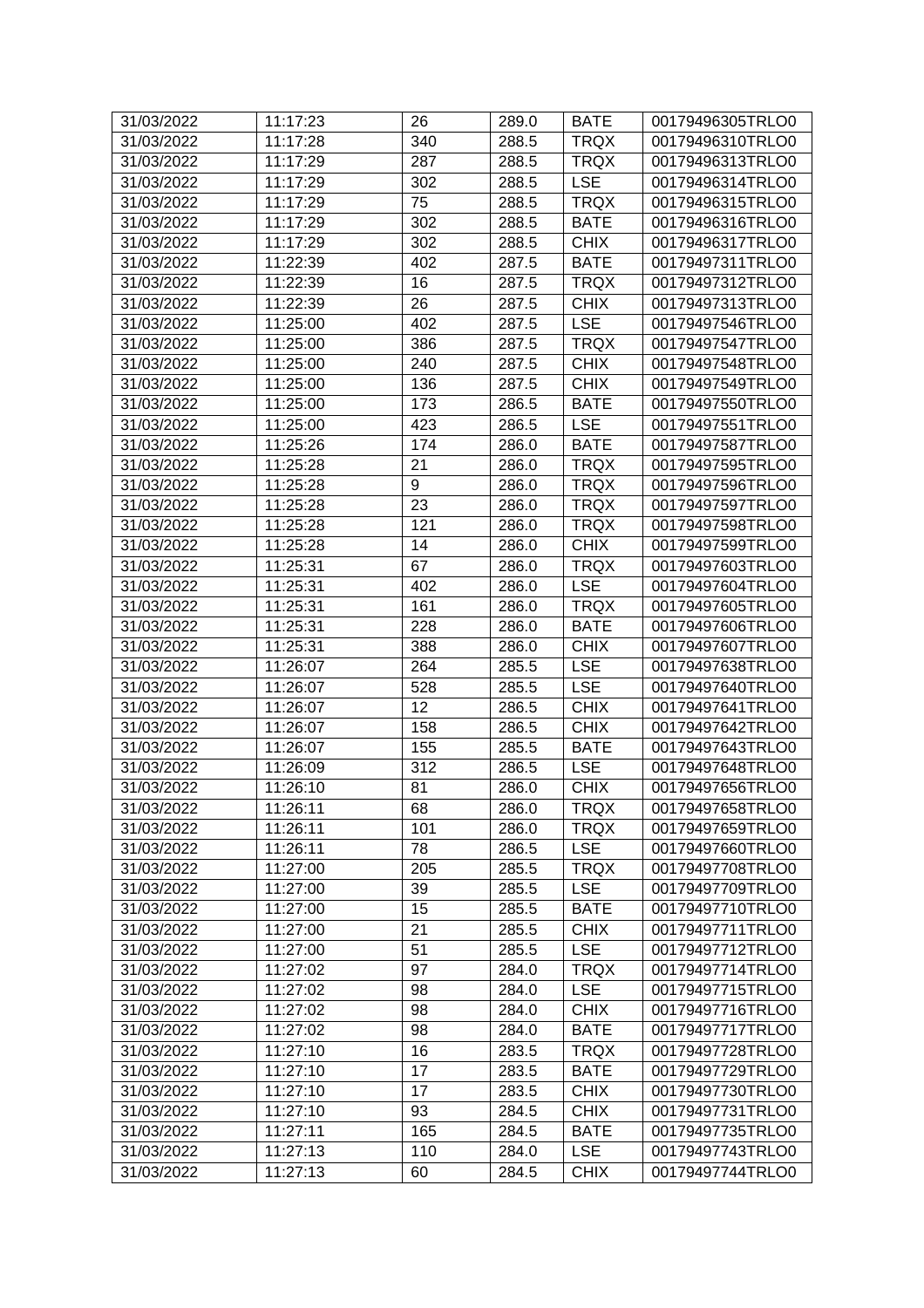| | | | | | |
|---|---|---|---|---|---|
| 31/03/2022 | 11:17:23 | 26 | 289.0 | BATE | 00179496305TRLO0 |
| 31/03/2022 | 11:17:28 | 340 | 288.5 | TRQX | 00179496310TRLO0 |
| 31/03/2022 | 11:17:29 | 287 | 288.5 | TRQX | 00179496313TRLO0 |
| 31/03/2022 | 11:17:29 | 302 | 288.5 | LSE | 00179496314TRLO0 |
| 31/03/2022 | 11:17:29 | 75 | 288.5 | TRQX | 00179496315TRLO0 |
| 31/03/2022 | 11:17:29 | 302 | 288.5 | BATE | 00179496316TRLO0 |
| 31/03/2022 | 11:17:29 | 302 | 288.5 | CHIX | 00179496317TRLO0 |
| 31/03/2022 | 11:22:39 | 402 | 287.5 | BATE | 00179497311TRLO0 |
| 31/03/2022 | 11:22:39 | 16 | 287.5 | TRQX | 00179497312TRLO0 |
| 31/03/2022 | 11:22:39 | 26 | 287.5 | CHIX | 00179497313TRLO0 |
| 31/03/2022 | 11:25:00 | 402 | 287.5 | LSE | 00179497546TRLO0 |
| 31/03/2022 | 11:25:00 | 386 | 287.5 | TRQX | 00179497547TRLO0 |
| 31/03/2022 | 11:25:00 | 240 | 287.5 | CHIX | 00179497548TRLO0 |
| 31/03/2022 | 11:25:00 | 136 | 287.5 | CHIX | 00179497549TRLO0 |
| 31/03/2022 | 11:25:00 | 173 | 286.5 | BATE | 00179497550TRLO0 |
| 31/03/2022 | 11:25:00 | 423 | 286.5 | LSE | 00179497551TRLO0 |
| 31/03/2022 | 11:25:26 | 174 | 286.0 | BATE | 00179497587TRLO0 |
| 31/03/2022 | 11:25:28 | 21 | 286.0 | TRQX | 00179497595TRLO0 |
| 31/03/2022 | 11:25:28 | 9 | 286.0 | TRQX | 00179497596TRLO0 |
| 31/03/2022 | 11:25:28 | 23 | 286.0 | TRQX | 00179497597TRLO0 |
| 31/03/2022 | 11:25:28 | 121 | 286.0 | TRQX | 00179497598TRLO0 |
| 31/03/2022 | 11:25:28 | 14 | 286.0 | CHIX | 00179497599TRLO0 |
| 31/03/2022 | 11:25:31 | 67 | 286.0 | TRQX | 00179497603TRLO0 |
| 31/03/2022 | 11:25:31 | 402 | 286.0 | LSE | 00179497604TRLO0 |
| 31/03/2022 | 11:25:31 | 161 | 286.0 | TRQX | 00179497605TRLO0 |
| 31/03/2022 | 11:25:31 | 228 | 286.0 | BATE | 00179497606TRLO0 |
| 31/03/2022 | 11:25:31 | 388 | 286.0 | CHIX | 00179497607TRLO0 |
| 31/03/2022 | 11:26:07 | 264 | 285.5 | LSE | 00179497638TRLO0 |
| 31/03/2022 | 11:26:07 | 528 | 285.5 | LSE | 00179497640TRLO0 |
| 31/03/2022 | 11:26:07 | 12 | 286.5 | CHIX | 00179497641TRLO0 |
| 31/03/2022 | 11:26:07 | 158 | 286.5 | CHIX | 00179497642TRLO0 |
| 31/03/2022 | 11:26:07 | 155 | 285.5 | BATE | 00179497643TRLO0 |
| 31/03/2022 | 11:26:09 | 312 | 286.5 | LSE | 00179497648TRLO0 |
| 31/03/2022 | 11:26:10 | 81 | 286.0 | CHIX | 00179497656TRLO0 |
| 31/03/2022 | 11:26:11 | 68 | 286.0 | TRQX | 00179497658TRLO0 |
| 31/03/2022 | 11:26:11 | 101 | 286.0 | TRQX | 00179497659TRLO0 |
| 31/03/2022 | 11:26:11 | 78 | 286.5 | LSE | 00179497660TRLO0 |
| 31/03/2022 | 11:27:00 | 205 | 285.5 | TRQX | 00179497708TRLO0 |
| 31/03/2022 | 11:27:00 | 39 | 285.5 | LSE | 00179497709TRLO0 |
| 31/03/2022 | 11:27:00 | 15 | 285.5 | BATE | 00179497710TRLO0 |
| 31/03/2022 | 11:27:00 | 21 | 285.5 | CHIX | 00179497711TRLO0 |
| 31/03/2022 | 11:27:00 | 51 | 285.5 | LSE | 00179497712TRLO0 |
| 31/03/2022 | 11:27:02 | 97 | 284.0 | TRQX | 00179497714TRLO0 |
| 31/03/2022 | 11:27:02 | 98 | 284.0 | LSE | 00179497715TRLO0 |
| 31/03/2022 | 11:27:02 | 98 | 284.0 | CHIX | 00179497716TRLO0 |
| 31/03/2022 | 11:27:02 | 98 | 284.0 | BATE | 00179497717TRLO0 |
| 31/03/2022 | 11:27:10 | 16 | 283.5 | TRQX | 00179497728TRLO0 |
| 31/03/2022 | 11:27:10 | 17 | 283.5 | BATE | 00179497729TRLO0 |
| 31/03/2022 | 11:27:10 | 17 | 283.5 | CHIX | 00179497730TRLO0 |
| 31/03/2022 | 11:27:10 | 93 | 284.5 | CHIX | 00179497731TRLO0 |
| 31/03/2022 | 11:27:11 | 165 | 284.5 | BATE | 00179497735TRLO0 |
| 31/03/2022 | 11:27:13 | 110 | 284.0 | LSE | 00179497743TRLO0 |
| 31/03/2022 | 11:27:13 | 60 | 284.5 | CHIX | 00179497744TRLO0 |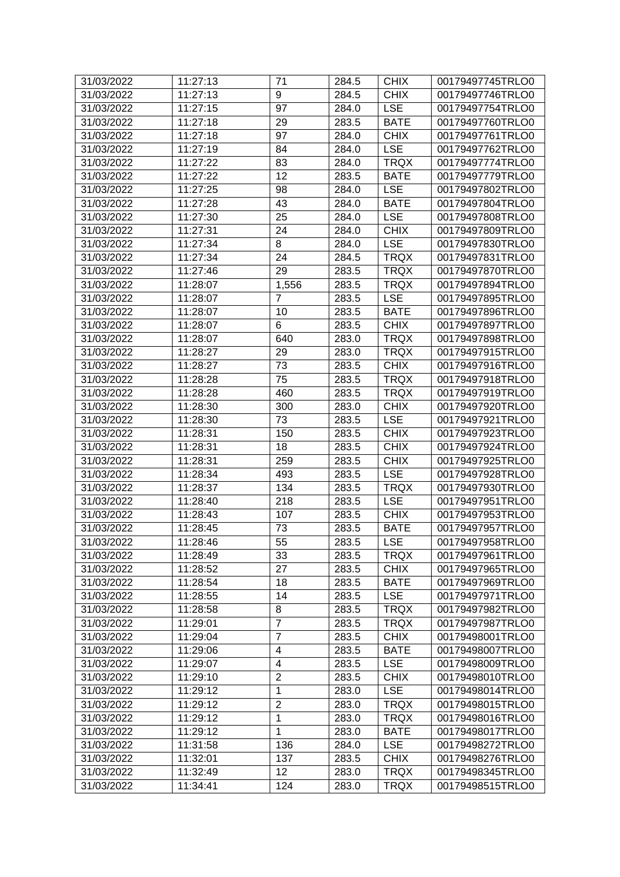| | | | | | |
|---|---|---|---|---|---|
| 31/03/2022 | 11:27:13 | 71 | 284.5 | CHIX | 00179497745TRLO0 |
| 31/03/2022 | 11:27:13 | 9 | 284.5 | CHIX | 00179497746TRLO0 |
| 31/03/2022 | 11:27:15 | 97 | 284.0 | LSE | 00179497754TRLO0 |
| 31/03/2022 | 11:27:18 | 29 | 283.5 | BATE | 00179497760TRLO0 |
| 31/03/2022 | 11:27:18 | 97 | 284.0 | CHIX | 00179497761TRLO0 |
| 31/03/2022 | 11:27:19 | 84 | 284.0 | LSE | 00179497762TRLO0 |
| 31/03/2022 | 11:27:22 | 83 | 284.0 | TRQX | 00179497774TRLO0 |
| 31/03/2022 | 11:27:22 | 12 | 283.5 | BATE | 00179497779TRLO0 |
| 31/03/2022 | 11:27:25 | 98 | 284.0 | LSE | 00179497802TRLO0 |
| 31/03/2022 | 11:27:28 | 43 | 284.0 | BATE | 00179497804TRLO0 |
| 31/03/2022 | 11:27:30 | 25 | 284.0 | LSE | 00179497808TRLO0 |
| 31/03/2022 | 11:27:31 | 24 | 284.0 | CHIX | 00179497809TRLO0 |
| 31/03/2022 | 11:27:34 | 8 | 284.0 | LSE | 00179497830TRLO0 |
| 31/03/2022 | 11:27:34 | 24 | 284.5 | TRQX | 00179497831TRLO0 |
| 31/03/2022 | 11:27:46 | 29 | 283.5 | TRQX | 00179497870TRLO0 |
| 31/03/2022 | 11:28:07 | 1,556 | 283.5 | TRQX | 00179497894TRLO0 |
| 31/03/2022 | 11:28:07 | 7 | 283.5 | LSE | 00179497895TRLO0 |
| 31/03/2022 | 11:28:07 | 10 | 283.5 | BATE | 00179497896TRLO0 |
| 31/03/2022 | 11:28:07 | 6 | 283.5 | CHIX | 00179497897TRLO0 |
| 31/03/2022 | 11:28:07 | 640 | 283.0 | TRQX | 00179497898TRLO0 |
| 31/03/2022 | 11:28:27 | 29 | 283.0 | TRQX | 00179497915TRLO0 |
| 31/03/2022 | 11:28:27 | 73 | 283.5 | CHIX | 00179497916TRLO0 |
| 31/03/2022 | 11:28:28 | 75 | 283.5 | TRQX | 00179497918TRLO0 |
| 31/03/2022 | 11:28:28 | 460 | 283.5 | TRQX | 00179497919TRLO0 |
| 31/03/2022 | 11:28:30 | 300 | 283.0 | CHIX | 00179497920TRLO0 |
| 31/03/2022 | 11:28:30 | 73 | 283.5 | LSE | 00179497921TRLO0 |
| 31/03/2022 | 11:28:31 | 150 | 283.5 | CHIX | 00179497923TRLO0 |
| 31/03/2022 | 11:28:31 | 18 | 283.5 | CHIX | 00179497924TRLO0 |
| 31/03/2022 | 11:28:31 | 259 | 283.5 | CHIX | 00179497925TRLO0 |
| 31/03/2022 | 11:28:34 | 493 | 283.5 | LSE | 00179497928TRLO0 |
| 31/03/2022 | 11:28:37 | 134 | 283.5 | TRQX | 00179497930TRLO0 |
| 31/03/2022 | 11:28:40 | 218 | 283.5 | LSE | 00179497951TRLO0 |
| 31/03/2022 | 11:28:43 | 107 | 283.5 | CHIX | 00179497953TRLO0 |
| 31/03/2022 | 11:28:45 | 73 | 283.5 | BATE | 00179497957TRLO0 |
| 31/03/2022 | 11:28:46 | 55 | 283.5 | LSE | 00179497958TRLO0 |
| 31/03/2022 | 11:28:49 | 33 | 283.5 | TRQX | 00179497961TRLO0 |
| 31/03/2022 | 11:28:52 | 27 | 283.5 | CHIX | 00179497965TRLO0 |
| 31/03/2022 | 11:28:54 | 18 | 283.5 | BATE | 00179497969TRLO0 |
| 31/03/2022 | 11:28:55 | 14 | 283.5 | LSE | 00179497971TRLO0 |
| 31/03/2022 | 11:28:58 | 8 | 283.5 | TRQX | 00179497982TRLO0 |
| 31/03/2022 | 11:29:01 | 7 | 283.5 | TRQX | 00179497987TRLO0 |
| 31/03/2022 | 11:29:04 | 7 | 283.5 | CHIX | 00179498001TRLO0 |
| 31/03/2022 | 11:29:06 | 4 | 283.5 | BATE | 00179498007TRLO0 |
| 31/03/2022 | 11:29:07 | 4 | 283.5 | LSE | 00179498009TRLO0 |
| 31/03/2022 | 11:29:10 | 2 | 283.5 | CHIX | 00179498010TRLO0 |
| 31/03/2022 | 11:29:12 | 1 | 283.0 | LSE | 00179498014TRLO0 |
| 31/03/2022 | 11:29:12 | 2 | 283.0 | TRQX | 00179498015TRLO0 |
| 31/03/2022 | 11:29:12 | 1 | 283.0 | TRQX | 00179498016TRLO0 |
| 31/03/2022 | 11:29:12 | 1 | 283.0 | BATE | 00179498017TRLO0 |
| 31/03/2022 | 11:31:58 | 136 | 284.0 | LSE | 00179498272TRLO0 |
| 31/03/2022 | 11:32:01 | 137 | 283.5 | CHIX | 00179498276TRLO0 |
| 31/03/2022 | 11:32:49 | 12 | 283.0 | TRQX | 00179498345TRLO0 |
| 31/03/2022 | 11:34:41 | 124 | 283.0 | TRQX | 00179498515TRLO0 |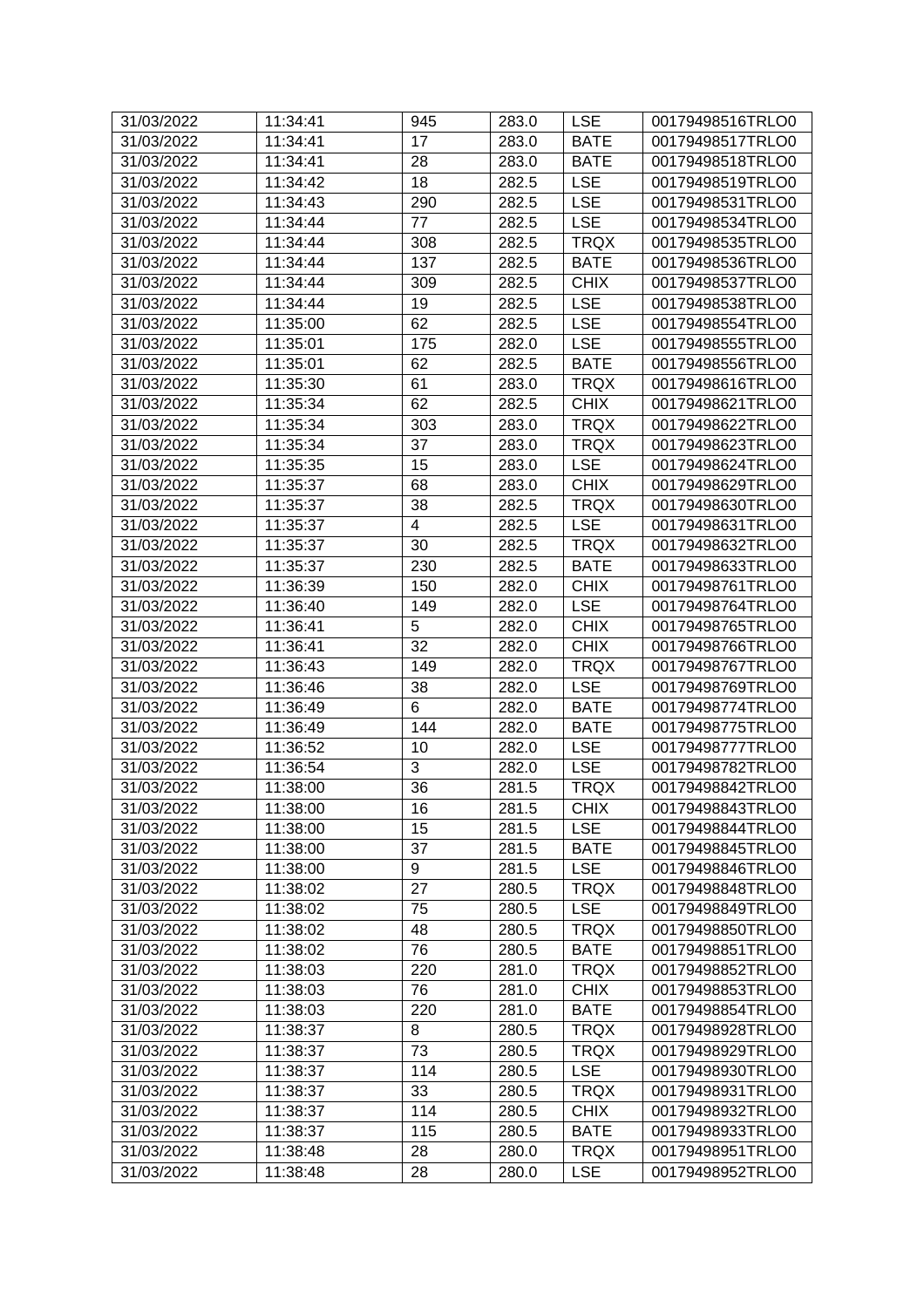| | | | | | |
|---|---|---|---|---|---|
| 31/03/2022 | 11:34:41 | 945 | 283.0 | LSE | 00179498516TRLO0 |
| 31/03/2022 | 11:34:41 | 17 | 283.0 | BATE | 00179498517TRLO0 |
| 31/03/2022 | 11:34:41 | 28 | 283.0 | BATE | 00179498518TRLO0 |
| 31/03/2022 | 11:34:42 | 18 | 282.5 | LSE | 00179498519TRLO0 |
| 31/03/2022 | 11:34:43 | 290 | 282.5 | LSE | 00179498531TRLO0 |
| 31/03/2022 | 11:34:44 | 77 | 282.5 | LSE | 00179498534TRLO0 |
| 31/03/2022 | 11:34:44 | 308 | 282.5 | TRQX | 00179498535TRLO0 |
| 31/03/2022 | 11:34:44 | 137 | 282.5 | BATE | 00179498536TRLO0 |
| 31/03/2022 | 11:34:44 | 309 | 282.5 | CHIX | 00179498537TRLO0 |
| 31/03/2022 | 11:34:44 | 19 | 282.5 | LSE | 00179498538TRLO0 |
| 31/03/2022 | 11:35:00 | 62 | 282.5 | LSE | 00179498554TRLO0 |
| 31/03/2022 | 11:35:01 | 175 | 282.0 | LSE | 00179498555TRLO0 |
| 31/03/2022 | 11:35:01 | 62 | 282.5 | BATE | 00179498556TRLO0 |
| 31/03/2022 | 11:35:30 | 61 | 283.0 | TRQX | 00179498616TRLO0 |
| 31/03/2022 | 11:35:34 | 62 | 282.5 | CHIX | 00179498621TRLO0 |
| 31/03/2022 | 11:35:34 | 303 | 283.0 | TRQX | 00179498622TRLO0 |
| 31/03/2022 | 11:35:34 | 37 | 283.0 | TRQX | 00179498623TRLO0 |
| 31/03/2022 | 11:35:35 | 15 | 283.0 | LSE | 00179498624TRLO0 |
| 31/03/2022 | 11:35:37 | 68 | 283.0 | CHIX | 00179498629TRLO0 |
| 31/03/2022 | 11:35:37 | 38 | 282.5 | TRQX | 00179498630TRLO0 |
| 31/03/2022 | 11:35:37 | 4 | 282.5 | LSE | 00179498631TRLO0 |
| 31/03/2022 | 11:35:37 | 30 | 282.5 | TRQX | 00179498632TRLO0 |
| 31/03/2022 | 11:35:37 | 230 | 282.5 | BATE | 00179498633TRLO0 |
| 31/03/2022 | 11:36:39 | 150 | 282.0 | CHIX | 00179498761TRLO0 |
| 31/03/2022 | 11:36:40 | 149 | 282.0 | LSE | 00179498764TRLO0 |
| 31/03/2022 | 11:36:41 | 5 | 282.0 | CHIX | 00179498765TRLO0 |
| 31/03/2022 | 11:36:41 | 32 | 282.0 | CHIX | 00179498766TRLO0 |
| 31/03/2022 | 11:36:43 | 149 | 282.0 | TRQX | 00179498767TRLO0 |
| 31/03/2022 | 11:36:46 | 38 | 282.0 | LSE | 00179498769TRLO0 |
| 31/03/2022 | 11:36:49 | 6 | 282.0 | BATE | 00179498774TRLO0 |
| 31/03/2022 | 11:36:49 | 144 | 282.0 | BATE | 00179498775TRLO0 |
| 31/03/2022 | 11:36:52 | 10 | 282.0 | LSE | 00179498777TRLO0 |
| 31/03/2022 | 11:36:54 | 3 | 282.0 | LSE | 00179498782TRLO0 |
| 31/03/2022 | 11:38:00 | 36 | 281.5 | TRQX | 00179498842TRLO0 |
| 31/03/2022 | 11:38:00 | 16 | 281.5 | CHIX | 00179498843TRLO0 |
| 31/03/2022 | 11:38:00 | 15 | 281.5 | LSE | 00179498844TRLO0 |
| 31/03/2022 | 11:38:00 | 37 | 281.5 | BATE | 00179498845TRLO0 |
| 31/03/2022 | 11:38:00 | 9 | 281.5 | LSE | 00179498846TRLO0 |
| 31/03/2022 | 11:38:02 | 27 | 280.5 | TRQX | 00179498848TRLO0 |
| 31/03/2022 | 11:38:02 | 75 | 280.5 | LSE | 00179498849TRLO0 |
| 31/03/2022 | 11:38:02 | 48 | 280.5 | TRQX | 00179498850TRLO0 |
| 31/03/2022 | 11:38:02 | 76 | 280.5 | BATE | 00179498851TRLO0 |
| 31/03/2022 | 11:38:03 | 220 | 281.0 | TRQX | 00179498852TRLO0 |
| 31/03/2022 | 11:38:03 | 76 | 281.0 | CHIX | 00179498853TRLO0 |
| 31/03/2022 | 11:38:03 | 220 | 281.0 | BATE | 00179498854TRLO0 |
| 31/03/2022 | 11:38:37 | 8 | 280.5 | TRQX | 00179498928TRLO0 |
| 31/03/2022 | 11:38:37 | 73 | 280.5 | TRQX | 00179498929TRLO0 |
| 31/03/2022 | 11:38:37 | 114 | 280.5 | LSE | 00179498930TRLO0 |
| 31/03/2022 | 11:38:37 | 33 | 280.5 | TRQX | 00179498931TRLO0 |
| 31/03/2022 | 11:38:37 | 114 | 280.5 | CHIX | 00179498932TRLO0 |
| 31/03/2022 | 11:38:37 | 115 | 280.5 | BATE | 00179498933TRLO0 |
| 31/03/2022 | 11:38:48 | 28 | 280.0 | TRQX | 00179498951TRLO0 |
| 31/03/2022 | 11:38:48 | 28 | 280.0 | LSE | 00179498952TRLO0 |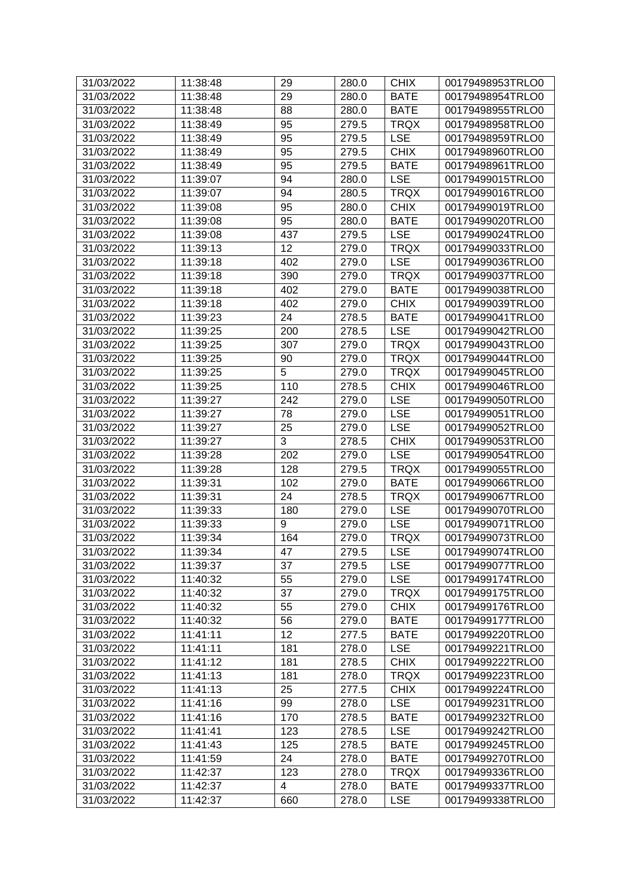| | | | | | |
|---|---|---|---|---|---|
| 31/03/2022 | 11:38:48 | 29 | 280.0 | CHIX | 00179498953TRLO0 |
| 31/03/2022 | 11:38:48 | 29 | 280.0 | BATE | 00179498954TRLO0 |
| 31/03/2022 | 11:38:48 | 88 | 280.0 | BATE | 00179498955TRLO0 |
| 31/03/2022 | 11:38:49 | 95 | 279.5 | TRQX | 00179498958TRLO0 |
| 31/03/2022 | 11:38:49 | 95 | 279.5 | LSE | 00179498959TRLO0 |
| 31/03/2022 | 11:38:49 | 95 | 279.5 | CHIX | 00179498960TRLO0 |
| 31/03/2022 | 11:38:49 | 95 | 279.5 | BATE | 00179498961TRLO0 |
| 31/03/2022 | 11:39:07 | 94 | 280.0 | LSE | 00179499015TRLO0 |
| 31/03/2022 | 11:39:07 | 94 | 280.5 | TRQX | 00179499016TRLO0 |
| 31/03/2022 | 11:39:08 | 95 | 280.0 | CHIX | 00179499019TRLO0 |
| 31/03/2022 | 11:39:08 | 95 | 280.0 | BATE | 00179499020TRLO0 |
| 31/03/2022 | 11:39:08 | 437 | 279.5 | LSE | 00179499024TRLO0 |
| 31/03/2022 | 11:39:13 | 12 | 279.0 | TRQX | 00179499033TRLO0 |
| 31/03/2022 | 11:39:18 | 402 | 279.0 | LSE | 00179499036TRLO0 |
| 31/03/2022 | 11:39:18 | 390 | 279.0 | TRQX | 00179499037TRLO0 |
| 31/03/2022 | 11:39:18 | 402 | 279.0 | BATE | 00179499038TRLO0 |
| 31/03/2022 | 11:39:18 | 402 | 279.0 | CHIX | 00179499039TRLO0 |
| 31/03/2022 | 11:39:23 | 24 | 278.5 | BATE | 00179499041TRLO0 |
| 31/03/2022 | 11:39:25 | 200 | 278.5 | LSE | 00179499042TRLO0 |
| 31/03/2022 | 11:39:25 | 307 | 279.0 | TRQX | 00179499043TRLO0 |
| 31/03/2022 | 11:39:25 | 90 | 279.0 | TRQX | 00179499044TRLO0 |
| 31/03/2022 | 11:39:25 | 5 | 279.0 | TRQX | 00179499045TRLO0 |
| 31/03/2022 | 11:39:25 | 110 | 278.5 | CHIX | 00179499046TRLO0 |
| 31/03/2022 | 11:39:27 | 242 | 279.0 | LSE | 00179499050TRLO0 |
| 31/03/2022 | 11:39:27 | 78 | 279.0 | LSE | 00179499051TRLO0 |
| 31/03/2022 | 11:39:27 | 25 | 279.0 | LSE | 00179499052TRLO0 |
| 31/03/2022 | 11:39:27 | 3 | 278.5 | CHIX | 00179499053TRLO0 |
| 31/03/2022 | 11:39:28 | 202 | 279.0 | LSE | 00179499054TRLO0 |
| 31/03/2022 | 11:39:28 | 128 | 279.5 | TRQX | 00179499055TRLO0 |
| 31/03/2022 | 11:39:31 | 102 | 279.0 | BATE | 00179499066TRLO0 |
| 31/03/2022 | 11:39:31 | 24 | 278.5 | TRQX | 00179499067TRLO0 |
| 31/03/2022 | 11:39:33 | 180 | 279.0 | LSE | 00179499070TRLO0 |
| 31/03/2022 | 11:39:33 | 9 | 279.0 | LSE | 00179499071TRLO0 |
| 31/03/2022 | 11:39:34 | 164 | 279.0 | TRQX | 00179499073TRLO0 |
| 31/03/2022 | 11:39:34 | 47 | 279.5 | LSE | 00179499074TRLO0 |
| 31/03/2022 | 11:39:37 | 37 | 279.5 | LSE | 00179499077TRLO0 |
| 31/03/2022 | 11:40:32 | 55 | 279.0 | LSE | 00179499174TRLO0 |
| 31/03/2022 | 11:40:32 | 37 | 279.0 | TRQX | 00179499175TRLO0 |
| 31/03/2022 | 11:40:32 | 55 | 279.0 | CHIX | 00179499176TRLO0 |
| 31/03/2022 | 11:40:32 | 56 | 279.0 | BATE | 00179499177TRLO0 |
| 31/03/2022 | 11:41:11 | 12 | 277.5 | BATE | 00179499220TRLO0 |
| 31/03/2022 | 11:41:11 | 181 | 278.0 | LSE | 00179499221TRLO0 |
| 31/03/2022 | 11:41:12 | 181 | 278.5 | CHIX | 00179499222TRLO0 |
| 31/03/2022 | 11:41:13 | 181 | 278.0 | TRQX | 00179499223TRLO0 |
| 31/03/2022 | 11:41:13 | 25 | 277.5 | CHIX | 00179499224TRLO0 |
| 31/03/2022 | 11:41:16 | 99 | 278.0 | LSE | 00179499231TRLO0 |
| 31/03/2022 | 11:41:16 | 170 | 278.5 | BATE | 00179499232TRLO0 |
| 31/03/2022 | 11:41:41 | 123 | 278.5 | LSE | 00179499242TRLO0 |
| 31/03/2022 | 11:41:43 | 125 | 278.5 | BATE | 00179499245TRLO0 |
| 31/03/2022 | 11:41:59 | 24 | 278.0 | BATE | 00179499270TRLO0 |
| 31/03/2022 | 11:42:37 | 123 | 278.0 | TRQX | 00179499336TRLO0 |
| 31/03/2022 | 11:42:37 | 4 | 278.0 | BATE | 00179499337TRLO0 |
| 31/03/2022 | 11:42:37 | 660 | 278.0 | LSE | 00179499338TRLO0 |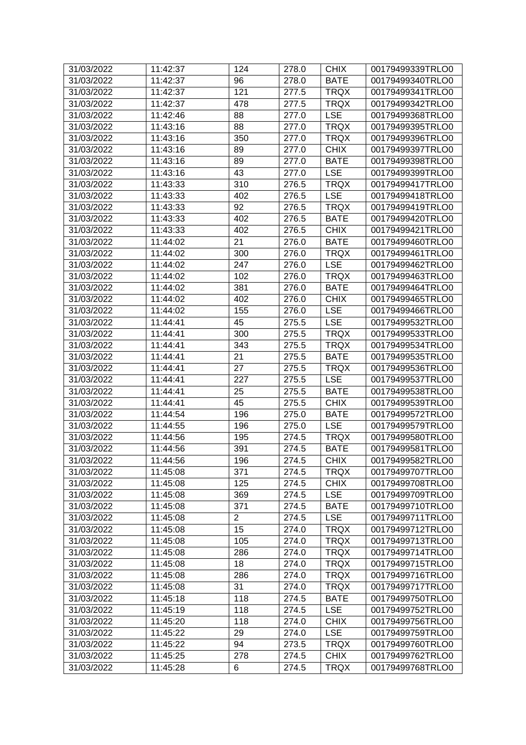| | | | | | |
|---|---|---|---|---|---|
| 31/03/2022 | 11:42:37 | 124 | 278.0 | CHIX | 00179499339TRLO0 |
| 31/03/2022 | 11:42:37 | 96 | 278.0 | BATE | 00179499340TRLO0 |
| 31/03/2022 | 11:42:37 | 121 | 277.5 | TRQX | 00179499341TRLO0 |
| 31/03/2022 | 11:42:37 | 478 | 277.5 | TRQX | 00179499342TRLO0 |
| 31/03/2022 | 11:42:46 | 88 | 277.0 | LSE | 00179499368TRLO0 |
| 31/03/2022 | 11:43:16 | 88 | 277.0 | TRQX | 00179499395TRLO0 |
| 31/03/2022 | 11:43:16 | 350 | 277.0 | TRQX | 00179499396TRLO0 |
| 31/03/2022 | 11:43:16 | 89 | 277.0 | CHIX | 00179499397TRLO0 |
| 31/03/2022 | 11:43:16 | 89 | 277.0 | BATE | 00179499398TRLO0 |
| 31/03/2022 | 11:43:16 | 43 | 277.0 | LSE | 00179499399TRLO0 |
| 31/03/2022 | 11:43:33 | 310 | 276.5 | TRQX | 00179499417TRLO0 |
| 31/03/2022 | 11:43:33 | 402 | 276.5 | LSE | 00179499418TRLO0 |
| 31/03/2022 | 11:43:33 | 92 | 276.5 | TRQX | 00179499419TRLO0 |
| 31/03/2022 | 11:43:33 | 402 | 276.5 | BATE | 00179499420TRLO0 |
| 31/03/2022 | 11:43:33 | 402 | 276.5 | CHIX | 00179499421TRLO0 |
| 31/03/2022 | 11:44:02 | 21 | 276.0 | BATE | 00179499460TRLO0 |
| 31/03/2022 | 11:44:02 | 300 | 276.0 | TRQX | 00179499461TRLO0 |
| 31/03/2022 | 11:44:02 | 247 | 276.0 | LSE | 00179499462TRLO0 |
| 31/03/2022 | 11:44:02 | 102 | 276.0 | TRQX | 00179499463TRLO0 |
| 31/03/2022 | 11:44:02 | 381 | 276.0 | BATE | 00179499464TRLO0 |
| 31/03/2022 | 11:44:02 | 402 | 276.0 | CHIX | 00179499465TRLO0 |
| 31/03/2022 | 11:44:02 | 155 | 276.0 | LSE | 00179499466TRLO0 |
| 31/03/2022 | 11:44:41 | 45 | 275.5 | LSE | 00179499532TRLO0 |
| 31/03/2022 | 11:44:41 | 300 | 275.5 | TRQX | 00179499533TRLO0 |
| 31/03/2022 | 11:44:41 | 343 | 275.5 | TRQX | 00179499534TRLO0 |
| 31/03/2022 | 11:44:41 | 21 | 275.5 | BATE | 00179499535TRLO0 |
| 31/03/2022 | 11:44:41 | 27 | 275.5 | TRQX | 00179499536TRLO0 |
| 31/03/2022 | 11:44:41 | 227 | 275.5 | LSE | 00179499537TRLO0 |
| 31/03/2022 | 11:44:41 | 25 | 275.5 | BATE | 00179499538TRLO0 |
| 31/03/2022 | 11:44:41 | 45 | 275.5 | CHIX | 00179499539TRLO0 |
| 31/03/2022 | 11:44:54 | 196 | 275.0 | BATE | 00179499572TRLO0 |
| 31/03/2022 | 11:44:55 | 196 | 275.0 | LSE | 00179499579TRLO0 |
| 31/03/2022 | 11:44:56 | 195 | 274.5 | TRQX | 00179499580TRLO0 |
| 31/03/2022 | 11:44:56 | 391 | 274.5 | BATE | 00179499581TRLO0 |
| 31/03/2022 | 11:44:56 | 196 | 274.5 | CHIX | 00179499582TRLO0 |
| 31/03/2022 | 11:45:08 | 371 | 274.5 | TRQX | 00179499707TRLO0 |
| 31/03/2022 | 11:45:08 | 125 | 274.5 | CHIX | 00179499708TRLO0 |
| 31/03/2022 | 11:45:08 | 369 | 274.5 | LSE | 00179499709TRLO0 |
| 31/03/2022 | 11:45:08 | 371 | 274.5 | BATE | 00179499710TRLO0 |
| 31/03/2022 | 11:45:08 | 2 | 274.5 | LSE | 00179499711TRLO0 |
| 31/03/2022 | 11:45:08 | 15 | 274.0 | TRQX | 00179499712TRLO0 |
| 31/03/2022 | 11:45:08 | 105 | 274.0 | TRQX | 00179499713TRLO0 |
| 31/03/2022 | 11:45:08 | 286 | 274.0 | TRQX | 00179499714TRLO0 |
| 31/03/2022 | 11:45:08 | 18 | 274.0 | TRQX | 00179499715TRLO0 |
| 31/03/2022 | 11:45:08 | 286 | 274.0 | TRQX | 00179499716TRLO0 |
| 31/03/2022 | 11:45:08 | 31 | 274.0 | TRQX | 00179499717TRLO0 |
| 31/03/2022 | 11:45:18 | 118 | 274.5 | BATE | 00179499750TRLO0 |
| 31/03/2022 | 11:45:19 | 118 | 274.5 | LSE | 00179499752TRLO0 |
| 31/03/2022 | 11:45:20 | 118 | 274.0 | CHIX | 00179499756TRLO0 |
| 31/03/2022 | 11:45:22 | 29 | 274.0 | LSE | 00179499759TRLO0 |
| 31/03/2022 | 11:45:22 | 94 | 273.5 | TRQX | 00179499760TRLO0 |
| 31/03/2022 | 11:45:25 | 278 | 274.5 | CHIX | 00179499762TRLO0 |
| 31/03/2022 | 11:45:28 | 6 | 274.5 | TRQX | 00179499768TRLO0 |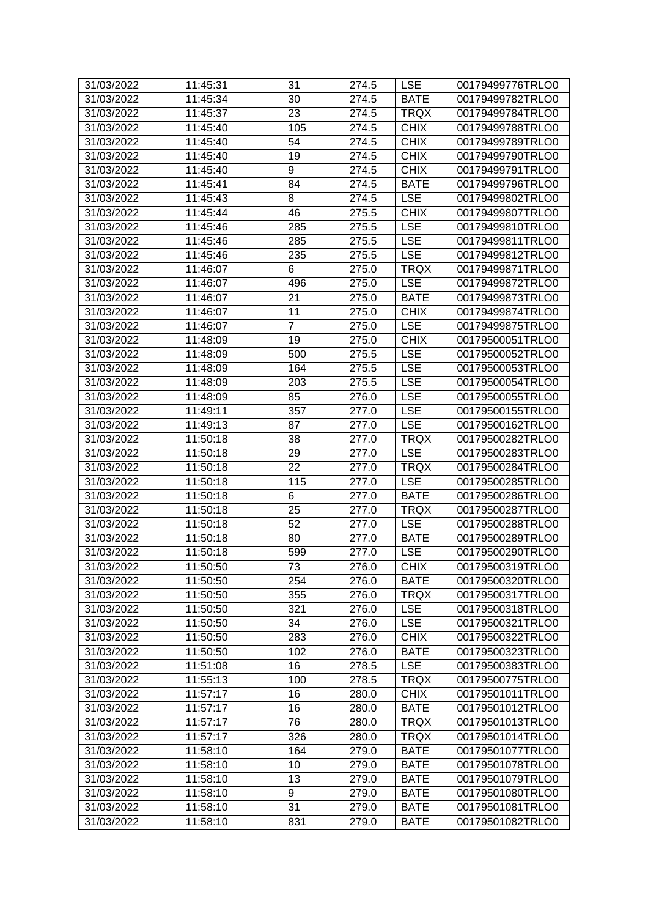| | | | | | |
|---|---|---|---|---|---|
| 31/03/2022 | 11:45:31 | 31 | 274.5 | LSE | 00179499776TRLO0 |
| 31/03/2022 | 11:45:34 | 30 | 274.5 | BATE | 00179499782TRLO0 |
| 31/03/2022 | 11:45:37 | 23 | 274.5 | TRQX | 00179499784TRLO0 |
| 31/03/2022 | 11:45:40 | 105 | 274.5 | CHIX | 00179499788TRLO0 |
| 31/03/2022 | 11:45:40 | 54 | 274.5 | CHIX | 00179499789TRLO0 |
| 31/03/2022 | 11:45:40 | 19 | 274.5 | CHIX | 00179499790TRLO0 |
| 31/03/2022 | 11:45:40 | 9 | 274.5 | CHIX | 00179499791TRLO0 |
| 31/03/2022 | 11:45:41 | 84 | 274.5 | BATE | 00179499796TRLO0 |
| 31/03/2022 | 11:45:43 | 8 | 274.5 | LSE | 00179499802TRLO0 |
| 31/03/2022 | 11:45:44 | 46 | 275.5 | CHIX | 00179499807TRLO0 |
| 31/03/2022 | 11:45:46 | 285 | 275.5 | LSE | 00179499810TRLO0 |
| 31/03/2022 | 11:45:46 | 285 | 275.5 | LSE | 00179499811TRLO0 |
| 31/03/2022 | 11:45:46 | 235 | 275.5 | LSE | 00179499812TRLO0 |
| 31/03/2022 | 11:46:07 | 6 | 275.0 | TRQX | 00179499871TRLO0 |
| 31/03/2022 | 11:46:07 | 496 | 275.0 | LSE | 00179499872TRLO0 |
| 31/03/2022 | 11:46:07 | 21 | 275.0 | BATE | 00179499873TRLO0 |
| 31/03/2022 | 11:46:07 | 11 | 275.0 | CHIX | 00179499874TRLO0 |
| 31/03/2022 | 11:46:07 | 7 | 275.0 | LSE | 00179499875TRLO0 |
| 31/03/2022 | 11:48:09 | 19 | 275.0 | CHIX | 00179500051TRLO0 |
| 31/03/2022 | 11:48:09 | 500 | 275.5 | LSE | 00179500052TRLO0 |
| 31/03/2022 | 11:48:09 | 164 | 275.5 | LSE | 00179500053TRLO0 |
| 31/03/2022 | 11:48:09 | 203 | 275.5 | LSE | 00179500054TRLO0 |
| 31/03/2022 | 11:48:09 | 85 | 276.0 | LSE | 00179500055TRLO0 |
| 31/03/2022 | 11:49:11 | 357 | 277.0 | LSE | 00179500155TRLO0 |
| 31/03/2022 | 11:49:13 | 87 | 277.0 | LSE | 00179500162TRLO0 |
| 31/03/2022 | 11:50:18 | 38 | 277.0 | TRQX | 00179500282TRLO0 |
| 31/03/2022 | 11:50:18 | 29 | 277.0 | LSE | 00179500283TRLO0 |
| 31/03/2022 | 11:50:18 | 22 | 277.0 | TRQX | 00179500284TRLO0 |
| 31/03/2022 | 11:50:18 | 115 | 277.0 | LSE | 00179500285TRLO0 |
| 31/03/2022 | 11:50:18 | 6 | 277.0 | BATE | 00179500286TRLO0 |
| 31/03/2022 | 11:50:18 | 25 | 277.0 | TRQX | 00179500287TRLO0 |
| 31/03/2022 | 11:50:18 | 52 | 277.0 | LSE | 00179500288TRLO0 |
| 31/03/2022 | 11:50:18 | 80 | 277.0 | BATE | 00179500289TRLO0 |
| 31/03/2022 | 11:50:18 | 599 | 277.0 | LSE | 00179500290TRLO0 |
| 31/03/2022 | 11:50:50 | 73 | 276.0 | CHIX | 00179500319TRLO0 |
| 31/03/2022 | 11:50:50 | 254 | 276.0 | BATE | 00179500320TRLO0 |
| 31/03/2022 | 11:50:50 | 355 | 276.0 | TRQX | 00179500317TRLO0 |
| 31/03/2022 | 11:50:50 | 321 | 276.0 | LSE | 00179500318TRLO0 |
| 31/03/2022 | 11:50:50 | 34 | 276.0 | LSE | 00179500321TRLO0 |
| 31/03/2022 | 11:50:50 | 283 | 276.0 | CHIX | 00179500322TRLO0 |
| 31/03/2022 | 11:50:50 | 102 | 276.0 | BATE | 00179500323TRLO0 |
| 31/03/2022 | 11:51:08 | 16 | 278.5 | LSE | 00179500383TRLO0 |
| 31/03/2022 | 11:55:13 | 100 | 278.5 | TRQX | 00179500775TRLO0 |
| 31/03/2022 | 11:57:17 | 16 | 280.0 | CHIX | 00179501011TRLO0 |
| 31/03/2022 | 11:57:17 | 16 | 280.0 | BATE | 00179501012TRLO0 |
| 31/03/2022 | 11:57:17 | 76 | 280.0 | TRQX | 00179501013TRLO0 |
| 31/03/2022 | 11:57:17 | 326 | 280.0 | TRQX | 00179501014TRLO0 |
| 31/03/2022 | 11:58:10 | 164 | 279.0 | BATE | 00179501077TRLO0 |
| 31/03/2022 | 11:58:10 | 10 | 279.0 | BATE | 00179501078TRLO0 |
| 31/03/2022 | 11:58:10 | 13 | 279.0 | BATE | 00179501079TRLO0 |
| 31/03/2022 | 11:58:10 | 9 | 279.0 | BATE | 00179501080TRLO0 |
| 31/03/2022 | 11:58:10 | 31 | 279.0 | BATE | 00179501081TRLO0 |
| 31/03/2022 | 11:58:10 | 831 | 279.0 | BATE | 00179501082TRLO0 |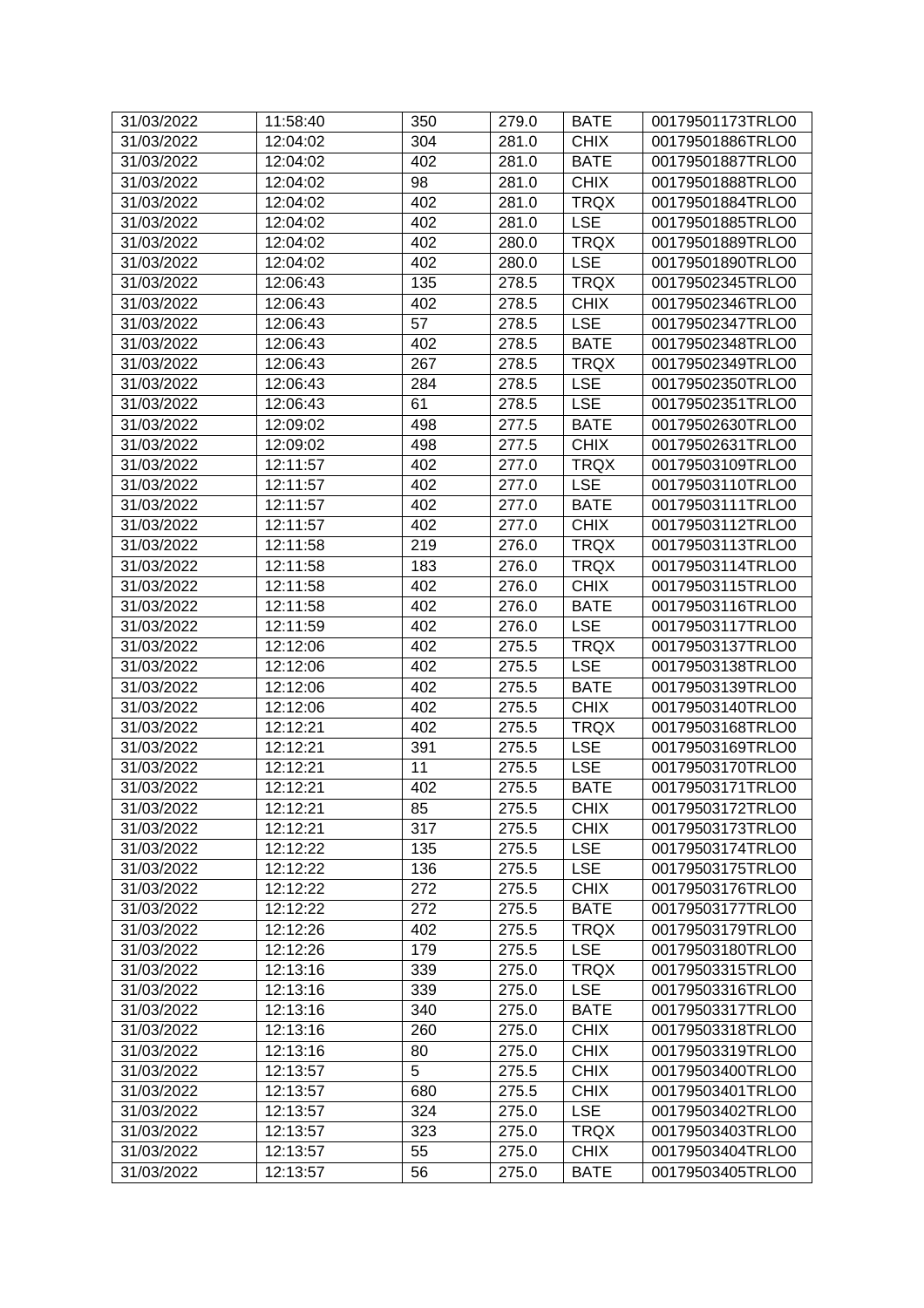| | | | | | |
|---|---|---|---|---|---|
| 31/03/2022 | 11:58:40 | 350 | 279.0 | BATE | 00179501173TRLO0 |
| 31/03/2022 | 12:04:02 | 304 | 281.0 | CHIX | 00179501886TRLO0 |
| 31/03/2022 | 12:04:02 | 402 | 281.0 | BATE | 00179501887TRLO0 |
| 31/03/2022 | 12:04:02 | 98 | 281.0 | CHIX | 00179501888TRLO0 |
| 31/03/2022 | 12:04:02 | 402 | 281.0 | TRQX | 00179501884TRLO0 |
| 31/03/2022 | 12:04:02 | 402 | 281.0 | LSE | 00179501885TRLO0 |
| 31/03/2022 | 12:04:02 | 402 | 280.0 | TRQX | 00179501889TRLO0 |
| 31/03/2022 | 12:04:02 | 402 | 280.0 | LSE | 00179501890TRLO0 |
| 31/03/2022 | 12:06:43 | 135 | 278.5 | TRQX | 00179502345TRLO0 |
| 31/03/2022 | 12:06:43 | 402 | 278.5 | CHIX | 00179502346TRLO0 |
| 31/03/2022 | 12:06:43 | 57 | 278.5 | LSE | 00179502347TRLO0 |
| 31/03/2022 | 12:06:43 | 402 | 278.5 | BATE | 00179502348TRLO0 |
| 31/03/2022 | 12:06:43 | 267 | 278.5 | TRQX | 00179502349TRLO0 |
| 31/03/2022 | 12:06:43 | 284 | 278.5 | LSE | 00179502350TRLO0 |
| 31/03/2022 | 12:06:43 | 61 | 278.5 | LSE | 00179502351TRLO0 |
| 31/03/2022 | 12:09:02 | 498 | 277.5 | BATE | 00179502630TRLO0 |
| 31/03/2022 | 12:09:02 | 498 | 277.5 | CHIX | 00179502631TRLO0 |
| 31/03/2022 | 12:11:57 | 402 | 277.0 | TRQX | 00179503109TRLO0 |
| 31/03/2022 | 12:11:57 | 402 | 277.0 | LSE | 00179503110TRLO0 |
| 31/03/2022 | 12:11:57 | 402 | 277.0 | BATE | 00179503111TRLO0 |
| 31/03/2022 | 12:11:57 | 402 | 277.0 | CHIX | 00179503112TRLO0 |
| 31/03/2022 | 12:11:58 | 219 | 276.0 | TRQX | 00179503113TRLO0 |
| 31/03/2022 | 12:11:58 | 183 | 276.0 | TRQX | 00179503114TRLO0 |
| 31/03/2022 | 12:11:58 | 402 | 276.0 | CHIX | 00179503115TRLO0 |
| 31/03/2022 | 12:11:58 | 402 | 276.0 | BATE | 00179503116TRLO0 |
| 31/03/2022 | 12:11:59 | 402 | 276.0 | LSE | 00179503117TRLO0 |
| 31/03/2022 | 12:12:06 | 402 | 275.5 | TRQX | 00179503137TRLO0 |
| 31/03/2022 | 12:12:06 | 402 | 275.5 | LSE | 00179503138TRLO0 |
| 31/03/2022 | 12:12:06 | 402 | 275.5 | BATE | 00179503139TRLO0 |
| 31/03/2022 | 12:12:06 | 402 | 275.5 | CHIX | 00179503140TRLO0 |
| 31/03/2022 | 12:12:21 | 402 | 275.5 | TRQX | 00179503168TRLO0 |
| 31/03/2022 | 12:12:21 | 391 | 275.5 | LSE | 00179503169TRLO0 |
| 31/03/2022 | 12:12:21 | 11 | 275.5 | LSE | 00179503170TRLO0 |
| 31/03/2022 | 12:12:21 | 402 | 275.5 | BATE | 00179503171TRLO0 |
| 31/03/2022 | 12:12:21 | 85 | 275.5 | CHIX | 00179503172TRLO0 |
| 31/03/2022 | 12:12:21 | 317 | 275.5 | CHIX | 00179503173TRLO0 |
| 31/03/2022 | 12:12:22 | 135 | 275.5 | LSE | 00179503174TRLO0 |
| 31/03/2022 | 12:12:22 | 136 | 275.5 | LSE | 00179503175TRLO0 |
| 31/03/2022 | 12:12:22 | 272 | 275.5 | CHIX | 00179503176TRLO0 |
| 31/03/2022 | 12:12:22 | 272 | 275.5 | BATE | 00179503177TRLO0 |
| 31/03/2022 | 12:12:26 | 402 | 275.5 | TRQX | 00179503179TRLO0 |
| 31/03/2022 | 12:12:26 | 179 | 275.5 | LSE | 00179503180TRLO0 |
| 31/03/2022 | 12:13:16 | 339 | 275.0 | TRQX | 00179503315TRLO0 |
| 31/03/2022 | 12:13:16 | 339 | 275.0 | LSE | 00179503316TRLO0 |
| 31/03/2022 | 12:13:16 | 340 | 275.0 | BATE | 00179503317TRLO0 |
| 31/03/2022 | 12:13:16 | 260 | 275.0 | CHIX | 00179503318TRLO0 |
| 31/03/2022 | 12:13:16 | 80 | 275.0 | CHIX | 00179503319TRLO0 |
| 31/03/2022 | 12:13:57 | 5 | 275.5 | CHIX | 00179503400TRLO0 |
| 31/03/2022 | 12:13:57 | 680 | 275.5 | CHIX | 00179503401TRLO0 |
| 31/03/2022 | 12:13:57 | 324 | 275.0 | LSE | 00179503402TRLO0 |
| 31/03/2022 | 12:13:57 | 323 | 275.0 | TRQX | 00179503403TRLO0 |
| 31/03/2022 | 12:13:57 | 55 | 275.0 | CHIX | 00179503404TRLO0 |
| 31/03/2022 | 12:13:57 | 56 | 275.0 | BATE | 00179503405TRLO0 |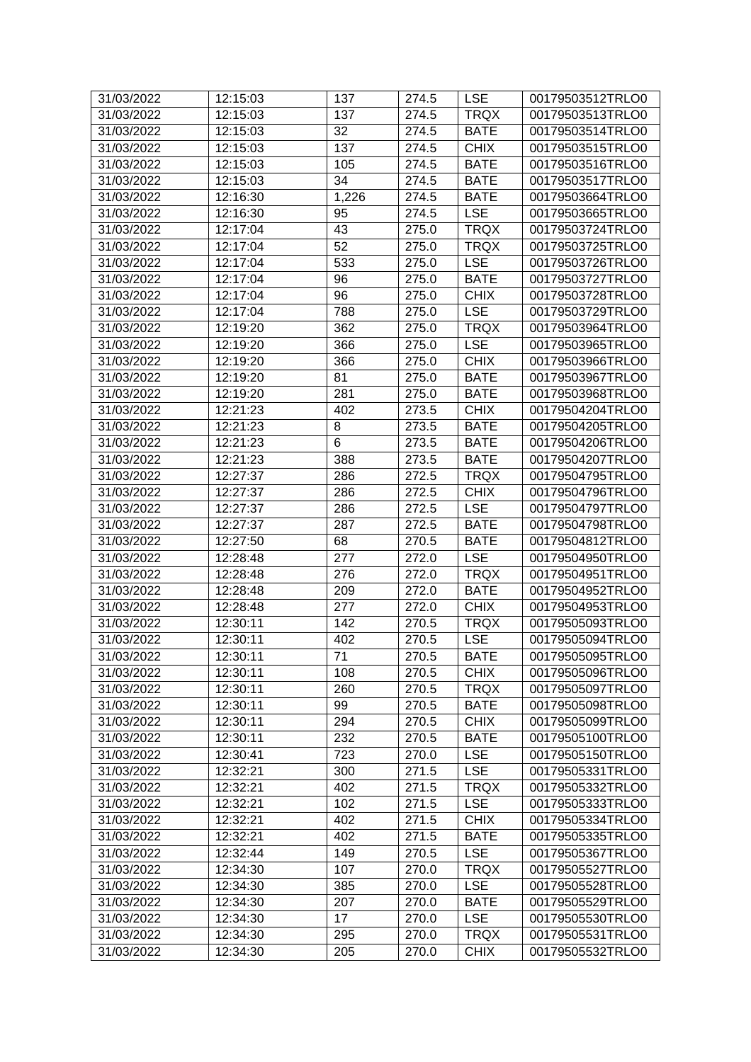| | | | | | |
|---|---|---|---|---|---|
| 31/03/2022 | 12:15:03 | 137 | 274.5 | LSE | 00179503512TRLO0 |
| 31/03/2022 | 12:15:03 | 137 | 274.5 | TRQX | 00179503513TRLO0 |
| 31/03/2022 | 12:15:03 | 32 | 274.5 | BATE | 00179503514TRLO0 |
| 31/03/2022 | 12:15:03 | 137 | 274.5 | CHIX | 00179503515TRLO0 |
| 31/03/2022 | 12:15:03 | 105 | 274.5 | BATE | 00179503516TRLO0 |
| 31/03/2022 | 12:15:03 | 34 | 274.5 | BATE | 00179503517TRLO0 |
| 31/03/2022 | 12:16:30 | 1,226 | 274.5 | BATE | 00179503664TRLO0 |
| 31/03/2022 | 12:16:30 | 95 | 274.5 | LSE | 00179503665TRLO0 |
| 31/03/2022 | 12:17:04 | 43 | 275.0 | TRQX | 00179503724TRLO0 |
| 31/03/2022 | 12:17:04 | 52 | 275.0 | TRQX | 00179503725TRLO0 |
| 31/03/2022 | 12:17:04 | 533 | 275.0 | LSE | 00179503726TRLO0 |
| 31/03/2022 | 12:17:04 | 96 | 275.0 | BATE | 00179503727TRLO0 |
| 31/03/2022 | 12:17:04 | 96 | 275.0 | CHIX | 00179503728TRLO0 |
| 31/03/2022 | 12:17:04 | 788 | 275.0 | LSE | 00179503729TRLO0 |
| 31/03/2022 | 12:19:20 | 362 | 275.0 | TRQX | 00179503964TRLO0 |
| 31/03/2022 | 12:19:20 | 366 | 275.0 | LSE | 00179503965TRLO0 |
| 31/03/2022 | 12:19:20 | 366 | 275.0 | CHIX | 00179503966TRLO0 |
| 31/03/2022 | 12:19:20 | 81 | 275.0 | BATE | 00179503967TRLO0 |
| 31/03/2022 | 12:19:20 | 281 | 275.0 | BATE | 00179503968TRLO0 |
| 31/03/2022 | 12:21:23 | 402 | 273.5 | CHIX | 00179504204TRLO0 |
| 31/03/2022 | 12:21:23 | 8 | 273.5 | BATE | 00179504205TRLO0 |
| 31/03/2022 | 12:21:23 | 6 | 273.5 | BATE | 00179504206TRLO0 |
| 31/03/2022 | 12:21:23 | 388 | 273.5 | BATE | 00179504207TRLO0 |
| 31/03/2022 | 12:27:37 | 286 | 272.5 | TRQX | 00179504795TRLO0 |
| 31/03/2022 | 12:27:37 | 286 | 272.5 | CHIX | 00179504796TRLO0 |
| 31/03/2022 | 12:27:37 | 286 | 272.5 | LSE | 00179504797TRLO0 |
| 31/03/2022 | 12:27:37 | 287 | 272.5 | BATE | 00179504798TRLO0 |
| 31/03/2022 | 12:27:50 | 68 | 270.5 | BATE | 00179504812TRLO0 |
| 31/03/2022 | 12:28:48 | 277 | 272.0 | LSE | 00179504950TRLO0 |
| 31/03/2022 | 12:28:48 | 276 | 272.0 | TRQX | 00179504951TRLO0 |
| 31/03/2022 | 12:28:48 | 209 | 272.0 | BATE | 00179504952TRLO0 |
| 31/03/2022 | 12:28:48 | 277 | 272.0 | CHIX | 00179504953TRLO0 |
| 31/03/2022 | 12:30:11 | 142 | 270.5 | TRQX | 00179505093TRLO0 |
| 31/03/2022 | 12:30:11 | 402 | 270.5 | LSE | 00179505094TRLO0 |
| 31/03/2022 | 12:30:11 | 71 | 270.5 | BATE | 00179505095TRLO0 |
| 31/03/2022 | 12:30:11 | 108 | 270.5 | CHIX | 00179505096TRLO0 |
| 31/03/2022 | 12:30:11 | 260 | 270.5 | TRQX | 00179505097TRLO0 |
| 31/03/2022 | 12:30:11 | 99 | 270.5 | BATE | 00179505098TRLO0 |
| 31/03/2022 | 12:30:11 | 294 | 270.5 | CHIX | 00179505099TRLO0 |
| 31/03/2022 | 12:30:11 | 232 | 270.5 | BATE | 00179505100TRLO0 |
| 31/03/2022 | 12:30:41 | 723 | 270.0 | LSE | 00179505150TRLO0 |
| 31/03/2022 | 12:32:21 | 300 | 271.5 | LSE | 00179505331TRLO0 |
| 31/03/2022 | 12:32:21 | 402 | 271.5 | TRQX | 00179505332TRLO0 |
| 31/03/2022 | 12:32:21 | 102 | 271.5 | LSE | 00179505333TRLO0 |
| 31/03/2022 | 12:32:21 | 402 | 271.5 | CHIX | 00179505334TRLO0 |
| 31/03/2022 | 12:32:21 | 402 | 271.5 | BATE | 00179505335TRLO0 |
| 31/03/2022 | 12:32:44 | 149 | 270.5 | LSE | 00179505367TRLO0 |
| 31/03/2022 | 12:34:30 | 107 | 270.0 | TRQX | 00179505527TRLO0 |
| 31/03/2022 | 12:34:30 | 385 | 270.0 | LSE | 00179505528TRLO0 |
| 31/03/2022 | 12:34:30 | 207 | 270.0 | BATE | 00179505529TRLO0 |
| 31/03/2022 | 12:34:30 | 17 | 270.0 | LSE | 00179505530TRLO0 |
| 31/03/2022 | 12:34:30 | 295 | 270.0 | TRQX | 00179505531TRLO0 |
| 31/03/2022 | 12:34:30 | 205 | 270.0 | CHIX | 00179505532TRLO0 |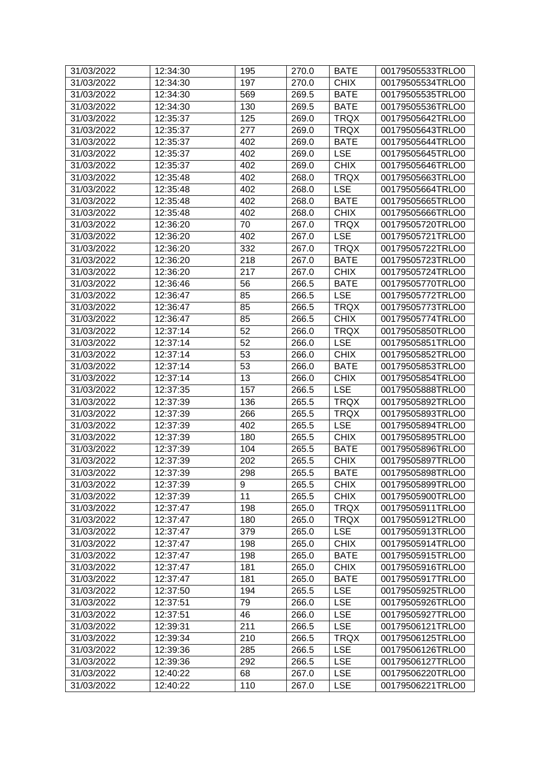| 31/03/2022 | 12:34:30 | 195 | 270.0 | BATE | 00179505533TRLO0 |
|---|---|---|---|---|---|
| 31/03/2022 | 12:34:30 | 197 | 270.0 | CHIX | 00179505534TRLO0 |
| 31/03/2022 | 12:34:30 | 569 | 269.5 | BATE | 00179505535TRLO0 |
| 31/03/2022 | 12:34:30 | 130 | 269.5 | BATE | 00179505536TRLO0 |
| 31/03/2022 | 12:35:37 | 125 | 269.0 | TRQX | 00179505642TRLO0 |
| 31/03/2022 | 12:35:37 | 277 | 269.0 | TRQX | 00179505643TRLO0 |
| 31/03/2022 | 12:35:37 | 402 | 269.0 | BATE | 00179505644TRLO0 |
| 31/03/2022 | 12:35:37 | 402 | 269.0 | LSE | 00179505645TRLO0 |
| 31/03/2022 | 12:35:37 | 402 | 269.0 | CHIX | 00179505646TRLO0 |
| 31/03/2022 | 12:35:48 | 402 | 268.0 | TRQX | 00179505663TRLO0 |
| 31/03/2022 | 12:35:48 | 402 | 268.0 | LSE | 00179505664TRLO0 |
| 31/03/2022 | 12:35:48 | 402 | 268.0 | BATE | 00179505665TRLO0 |
| 31/03/2022 | 12:35:48 | 402 | 268.0 | CHIX | 00179505666TRLO0 |
| 31/03/2022 | 12:36:20 | 70 | 267.0 | TRQX | 00179505720TRLO0 |
| 31/03/2022 | 12:36:20 | 402 | 267.0 | LSE | 00179505721TRLO0 |
| 31/03/2022 | 12:36:20 | 332 | 267.0 | TRQX | 00179505722TRLO0 |
| 31/03/2022 | 12:36:20 | 218 | 267.0 | BATE | 00179505723TRLO0 |
| 31/03/2022 | 12:36:20 | 217 | 267.0 | CHIX | 00179505724TRLO0 |
| 31/03/2022 | 12:36:46 | 56 | 266.5 | BATE | 00179505770TRLO0 |
| 31/03/2022 | 12:36:47 | 85 | 266.5 | LSE | 00179505772TRLO0 |
| 31/03/2022 | 12:36:47 | 85 | 266.5 | TRQX | 00179505773TRLO0 |
| 31/03/2022 | 12:36:47 | 85 | 266.5 | CHIX | 00179505774TRLO0 |
| 31/03/2022 | 12:37:14 | 52 | 266.0 | TRQX | 00179505850TRLO0 |
| 31/03/2022 | 12:37:14 | 52 | 266.0 | LSE | 00179505851TRLO0 |
| 31/03/2022 | 12:37:14 | 53 | 266.0 | CHIX | 00179505852TRLO0 |
| 31/03/2022 | 12:37:14 | 53 | 266.0 | BATE | 00179505853TRLO0 |
| 31/03/2022 | 12:37:14 | 13 | 266.0 | CHIX | 00179505854TRLO0 |
| 31/03/2022 | 12:37:35 | 157 | 266.5 | LSE | 00179505888TRLO0 |
| 31/03/2022 | 12:37:39 | 136 | 265.5 | TRQX | 00179505892TRLO0 |
| 31/03/2022 | 12:37:39 | 266 | 265.5 | TRQX | 00179505893TRLO0 |
| 31/03/2022 | 12:37:39 | 402 | 265.5 | LSE | 00179505894TRLO0 |
| 31/03/2022 | 12:37:39 | 180 | 265.5 | CHIX | 00179505895TRLO0 |
| 31/03/2022 | 12:37:39 | 104 | 265.5 | BATE | 00179505896TRLO0 |
| 31/03/2022 | 12:37:39 | 202 | 265.5 | CHIX | 00179505897TRLO0 |
| 31/03/2022 | 12:37:39 | 298 | 265.5 | BATE | 00179505898TRLO0 |
| 31/03/2022 | 12:37:39 | 9 | 265.5 | CHIX | 00179505899TRLO0 |
| 31/03/2022 | 12:37:39 | 11 | 265.5 | CHIX | 00179505900TRLO0 |
| 31/03/2022 | 12:37:47 | 198 | 265.0 | TRQX | 00179505911TRLO0 |
| 31/03/2022 | 12:37:47 | 180 | 265.0 | TRQX | 00179505912TRLO0 |
| 31/03/2022 | 12:37:47 | 379 | 265.0 | LSE | 00179505913TRLO0 |
| 31/03/2022 | 12:37:47 | 198 | 265.0 | CHIX | 00179505914TRLO0 |
| 31/03/2022 | 12:37:47 | 198 | 265.0 | BATE | 00179505915TRLO0 |
| 31/03/2022 | 12:37:47 | 181 | 265.0 | CHIX | 00179505916TRLO0 |
| 31/03/2022 | 12:37:47 | 181 | 265.0 | BATE | 00179505917TRLO0 |
| 31/03/2022 | 12:37:50 | 194 | 265.5 | LSE | 00179505925TRLO0 |
| 31/03/2022 | 12:37:51 | 79 | 266.0 | LSE | 00179505926TRLO0 |
| 31/03/2022 | 12:37:51 | 46 | 266.0 | LSE | 00179505927TRLO0 |
| 31/03/2022 | 12:39:31 | 211 | 266.5 | LSE | 00179506121TRLO0 |
| 31/03/2022 | 12:39:34 | 210 | 266.5 | TRQX | 00179506125TRLO0 |
| 31/03/2022 | 12:39:36 | 285 | 266.5 | LSE | 00179506126TRLO0 |
| 31/03/2022 | 12:39:36 | 292 | 266.5 | LSE | 00179506127TRLO0 |
| 31/03/2022 | 12:40:22 | 68 | 267.0 | LSE | 00179506220TRLO0 |
| 31/03/2022 | 12:40:22 | 110 | 267.0 | LSE | 00179506221TRLO0 |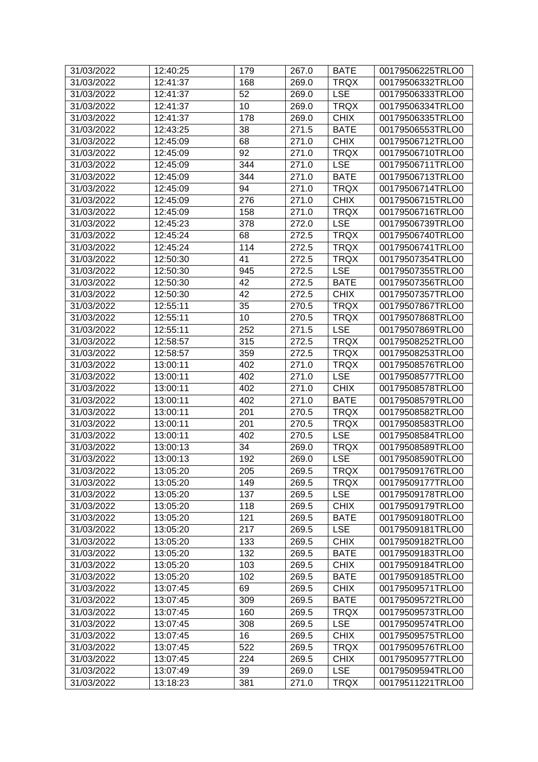| | | | | | |
|---|---|---|---|---|---|
| 31/03/2022 | 12:40:25 | 179 | 267.0 | BATE | 00179506225TRLO0 |
| 31/03/2022 | 12:41:37 | 168 | 269.0 | TRQX | 00179506332TRLO0 |
| 31/03/2022 | 12:41:37 | 52 | 269.0 | LSE | 00179506333TRLO0 |
| 31/03/2022 | 12:41:37 | 10 | 269.0 | TRQX | 00179506334TRLO0 |
| 31/03/2022 | 12:41:37 | 178 | 269.0 | CHIX | 00179506335TRLO0 |
| 31/03/2022 | 12:43:25 | 38 | 271.5 | BATE | 00179506553TRLO0 |
| 31/03/2022 | 12:45:09 | 68 | 271.0 | CHIX | 00179506712TRLO0 |
| 31/03/2022 | 12:45:09 | 92 | 271.0 | TRQX | 00179506710TRLO0 |
| 31/03/2022 | 12:45:09 | 344 | 271.0 | LSE | 00179506711TRLO0 |
| 31/03/2022 | 12:45:09 | 344 | 271.0 | BATE | 00179506713TRLO0 |
| 31/03/2022 | 12:45:09 | 94 | 271.0 | TRQX | 00179506714TRLO0 |
| 31/03/2022 | 12:45:09 | 276 | 271.0 | CHIX | 00179506715TRLO0 |
| 31/03/2022 | 12:45:09 | 158 | 271.0 | TRQX | 00179506716TRLO0 |
| 31/03/2022 | 12:45:23 | 378 | 272.0 | LSE | 00179506739TRLO0 |
| 31/03/2022 | 12:45:24 | 68 | 272.5 | TRQX | 00179506740TRLO0 |
| 31/03/2022 | 12:45:24 | 114 | 272.5 | TRQX | 00179506741TRLO0 |
| 31/03/2022 | 12:50:30 | 41 | 272.5 | TRQX | 00179507354TRLO0 |
| 31/03/2022 | 12:50:30 | 945 | 272.5 | LSE | 00179507355TRLO0 |
| 31/03/2022 | 12:50:30 | 42 | 272.5 | BATE | 00179507356TRLO0 |
| 31/03/2022 | 12:50:30 | 42 | 272.5 | CHIX | 00179507357TRLO0 |
| 31/03/2022 | 12:55:11 | 35 | 270.5 | TRQX | 00179507867TRLO0 |
| 31/03/2022 | 12:55:11 | 10 | 270.5 | TRQX | 00179507868TRLO0 |
| 31/03/2022 | 12:55:11 | 252 | 271.5 | LSE | 00179507869TRLO0 |
| 31/03/2022 | 12:58:57 | 315 | 272.5 | TRQX | 00179508252TRLO0 |
| 31/03/2022 | 12:58:57 | 359 | 272.5 | TRQX | 00179508253TRLO0 |
| 31/03/2022 | 13:00:11 | 402 | 271.0 | TRQX | 00179508576TRLO0 |
| 31/03/2022 | 13:00:11 | 402 | 271.0 | LSE | 00179508577TRLO0 |
| 31/03/2022 | 13:00:11 | 402 | 271.0 | CHIX | 00179508578TRLO0 |
| 31/03/2022 | 13:00:11 | 402 | 271.0 | BATE | 00179508579TRLO0 |
| 31/03/2022 | 13:00:11 | 201 | 270.5 | TRQX | 00179508582TRLO0 |
| 31/03/2022 | 13:00:11 | 201 | 270.5 | TRQX | 00179508583TRLO0 |
| 31/03/2022 | 13:00:11 | 402 | 270.5 | LSE | 00179508584TRLO0 |
| 31/03/2022 | 13:00:13 | 34 | 269.0 | TRQX | 00179508589TRLO0 |
| 31/03/2022 | 13:00:13 | 192 | 269.0 | LSE | 00179508590TRLO0 |
| 31/03/2022 | 13:05:20 | 205 | 269.5 | TRQX | 00179509176TRLO0 |
| 31/03/2022 | 13:05:20 | 149 | 269.5 | TRQX | 00179509177TRLO0 |
| 31/03/2022 | 13:05:20 | 137 | 269.5 | LSE | 00179509178TRLO0 |
| 31/03/2022 | 13:05:20 | 118 | 269.5 | CHIX | 00179509179TRLO0 |
| 31/03/2022 | 13:05:20 | 121 | 269.5 | BATE | 00179509180TRLO0 |
| 31/03/2022 | 13:05:20 | 217 | 269.5 | LSE | 00179509181TRLO0 |
| 31/03/2022 | 13:05:20 | 133 | 269.5 | CHIX | 00179509182TRLO0 |
| 31/03/2022 | 13:05:20 | 132 | 269.5 | BATE | 00179509183TRLO0 |
| 31/03/2022 | 13:05:20 | 103 | 269.5 | CHIX | 00179509184TRLO0 |
| 31/03/2022 | 13:05:20 | 102 | 269.5 | BATE | 00179509185TRLO0 |
| 31/03/2022 | 13:07:45 | 69 | 269.5 | CHIX | 00179509571TRLO0 |
| 31/03/2022 | 13:07:45 | 309 | 269.5 | BATE | 00179509572TRLO0 |
| 31/03/2022 | 13:07:45 | 160 | 269.5 | TRQX | 00179509573TRLO0 |
| 31/03/2022 | 13:07:45 | 308 | 269.5 | LSE | 00179509574TRLO0 |
| 31/03/2022 | 13:07:45 | 16 | 269.5 | CHIX | 00179509575TRLO0 |
| 31/03/2022 | 13:07:45 | 522 | 269.5 | TRQX | 00179509576TRLO0 |
| 31/03/2022 | 13:07:45 | 224 | 269.5 | CHIX | 00179509577TRLO0 |
| 31/03/2022 | 13:07:49 | 39 | 269.0 | LSE | 00179509594TRLO0 |
| 31/03/2022 | 13:18:23 | 381 | 271.0 | TRQX | 00179511221TRLO0 |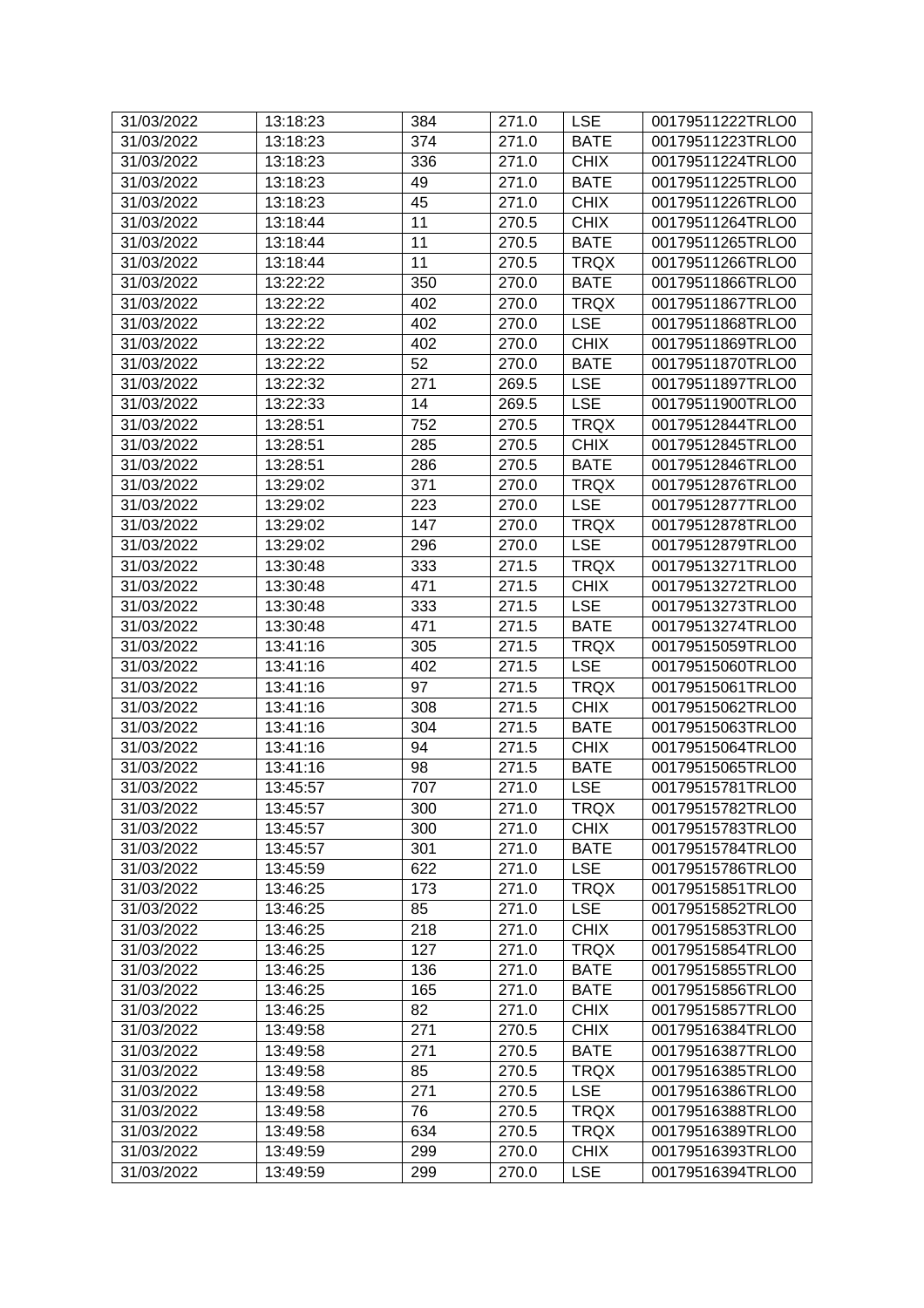| 31/03/2022 | 13:18:23 | 384 | 271.0 | LSE | 00179511222TRLO0 |
|---|---|---|---|---|---|
| 31/03/2022 | 13:18:23 | 374 | 271.0 | BATE | 00179511223TRLO0 |
| 31/03/2022 | 13:18:23 | 336 | 271.0 | CHIX | 00179511224TRLO0 |
| 31/03/2022 | 13:18:23 | 49 | 271.0 | BATE | 00179511225TRLO0 |
| 31/03/2022 | 13:18:23 | 45 | 271.0 | CHIX | 00179511226TRLO0 |
| 31/03/2022 | 13:18:44 | 11 | 270.5 | CHIX | 00179511264TRLO0 |
| 31/03/2022 | 13:18:44 | 11 | 270.5 | BATE | 00179511265TRLO0 |
| 31/03/2022 | 13:18:44 | 11 | 270.5 | TRQX | 00179511266TRLO0 |
| 31/03/2022 | 13:22:22 | 350 | 270.0 | BATE | 00179511866TRLO0 |
| 31/03/2022 | 13:22:22 | 402 | 270.0 | TRQX | 00179511867TRLO0 |
| 31/03/2022 | 13:22:22 | 402 | 270.0 | LSE | 00179511868TRLO0 |
| 31/03/2022 | 13:22:22 | 402 | 270.0 | CHIX | 00179511869TRLO0 |
| 31/03/2022 | 13:22:22 | 52 | 270.0 | BATE | 00179511870TRLO0 |
| 31/03/2022 | 13:22:32 | 271 | 269.5 | LSE | 00179511897TRLO0 |
| 31/03/2022 | 13:22:33 | 14 | 269.5 | LSE | 00179511900TRLO0 |
| 31/03/2022 | 13:28:51 | 752 | 270.5 | TRQX | 00179512844TRLO0 |
| 31/03/2022 | 13:28:51 | 285 | 270.5 | CHIX | 00179512845TRLO0 |
| 31/03/2022 | 13:28:51 | 286 | 270.5 | BATE | 00179512846TRLO0 |
| 31/03/2022 | 13:29:02 | 371 | 270.0 | TRQX | 00179512876TRLO0 |
| 31/03/2022 | 13:29:02 | 223 | 270.0 | LSE | 00179512877TRLO0 |
| 31/03/2022 | 13:29:02 | 147 | 270.0 | TRQX | 00179512878TRLO0 |
| 31/03/2022 | 13:29:02 | 296 | 270.0 | LSE | 00179512879TRLO0 |
| 31/03/2022 | 13:30:48 | 333 | 271.5 | TRQX | 00179513271TRLO0 |
| 31/03/2022 | 13:30:48 | 471 | 271.5 | CHIX | 00179513272TRLO0 |
| 31/03/2022 | 13:30:48 | 333 | 271.5 | LSE | 00179513273TRLO0 |
| 31/03/2022 | 13:30:48 | 471 | 271.5 | BATE | 00179513274TRLO0 |
| 31/03/2022 | 13:41:16 | 305 | 271.5 | TRQX | 00179515059TRLO0 |
| 31/03/2022 | 13:41:16 | 402 | 271.5 | LSE | 00179515060TRLO0 |
| 31/03/2022 | 13:41:16 | 97 | 271.5 | TRQX | 00179515061TRLO0 |
| 31/03/2022 | 13:41:16 | 308 | 271.5 | CHIX | 00179515062TRLO0 |
| 31/03/2022 | 13:41:16 | 304 | 271.5 | BATE | 00179515063TRLO0 |
| 31/03/2022 | 13:41:16 | 94 | 271.5 | CHIX | 00179515064TRLO0 |
| 31/03/2022 | 13:41:16 | 98 | 271.5 | BATE | 00179515065TRLO0 |
| 31/03/2022 | 13:45:57 | 707 | 271.0 | LSE | 00179515781TRLO0 |
| 31/03/2022 | 13:45:57 | 300 | 271.0 | TRQX | 00179515782TRLO0 |
| 31/03/2022 | 13:45:57 | 300 | 271.0 | CHIX | 00179515783TRLO0 |
| 31/03/2022 | 13:45:57 | 301 | 271.0 | BATE | 00179515784TRLO0 |
| 31/03/2022 | 13:45:59 | 622 | 271.0 | LSE | 00179515786TRLO0 |
| 31/03/2022 | 13:46:25 | 173 | 271.0 | TRQX | 00179515851TRLO0 |
| 31/03/2022 | 13:46:25 | 85 | 271.0 | LSE | 00179515852TRLO0 |
| 31/03/2022 | 13:46:25 | 218 | 271.0 | CHIX | 00179515853TRLO0 |
| 31/03/2022 | 13:46:25 | 127 | 271.0 | TRQX | 00179515854TRLO0 |
| 31/03/2022 | 13:46:25 | 136 | 271.0 | BATE | 00179515855TRLO0 |
| 31/03/2022 | 13:46:25 | 165 | 271.0 | BATE | 00179515856TRLO0 |
| 31/03/2022 | 13:46:25 | 82 | 271.0 | CHIX | 00179515857TRLO0 |
| 31/03/2022 | 13:49:58 | 271 | 270.5 | CHIX | 00179516384TRLO0 |
| 31/03/2022 | 13:49:58 | 271 | 270.5 | BATE | 00179516387TRLO0 |
| 31/03/2022 | 13:49:58 | 85 | 270.5 | TRQX | 00179516385TRLO0 |
| 31/03/2022 | 13:49:58 | 271 | 270.5 | LSE | 00179516386TRLO0 |
| 31/03/2022 | 13:49:58 | 76 | 270.5 | TRQX | 00179516388TRLO0 |
| 31/03/2022 | 13:49:58 | 634 | 270.5 | TRQX | 00179516389TRLO0 |
| 31/03/2022 | 13:49:59 | 299 | 270.0 | CHIX | 00179516393TRLO0 |
| 31/03/2022 | 13:49:59 | 299 | 270.0 | LSE | 00179516394TRLO0 |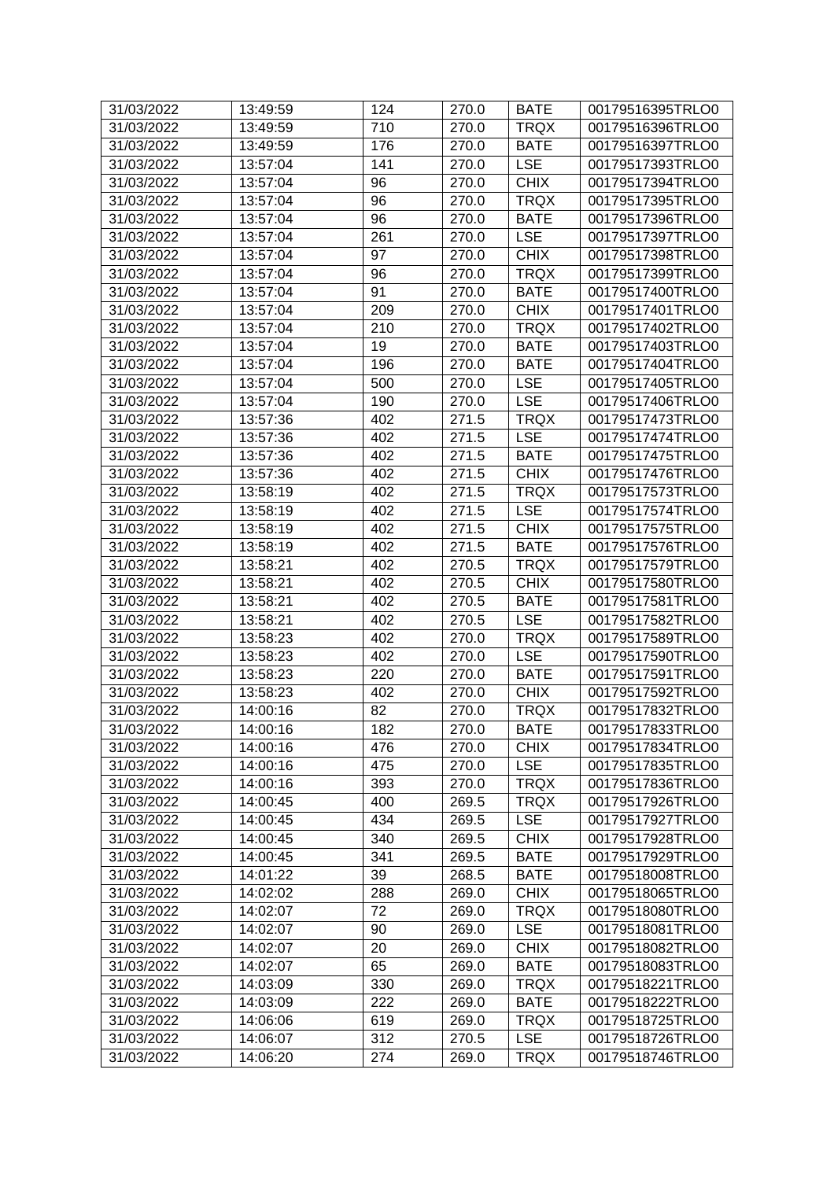| | | | | | |
|---|---|---|---|---|---|
| 31/03/2022 | 13:49:59 | 124 | 270.0 | BATE | 00179516395TRLO0 |
| 31/03/2022 | 13:49:59 | 710 | 270.0 | TRQX | 00179516396TRLO0 |
| 31/03/2022 | 13:49:59 | 176 | 270.0 | BATE | 00179516397TRLO0 |
| 31/03/2022 | 13:57:04 | 141 | 270.0 | LSE | 00179517393TRLO0 |
| 31/03/2022 | 13:57:04 | 96 | 270.0 | CHIX | 00179517394TRLO0 |
| 31/03/2022 | 13:57:04 | 96 | 270.0 | TRQX | 00179517395TRLO0 |
| 31/03/2022 | 13:57:04 | 96 | 270.0 | BATE | 00179517396TRLO0 |
| 31/03/2022 | 13:57:04 | 261 | 270.0 | LSE | 00179517397TRLO0 |
| 31/03/2022 | 13:57:04 | 97 | 270.0 | CHIX | 00179517398TRLO0 |
| 31/03/2022 | 13:57:04 | 96 | 270.0 | TRQX | 00179517399TRLO0 |
| 31/03/2022 | 13:57:04 | 91 | 270.0 | BATE | 00179517400TRLO0 |
| 31/03/2022 | 13:57:04 | 209 | 270.0 | CHIX | 00179517401TRLO0 |
| 31/03/2022 | 13:57:04 | 210 | 270.0 | TRQX | 00179517402TRLO0 |
| 31/03/2022 | 13:57:04 | 19 | 270.0 | BATE | 00179517403TRLO0 |
| 31/03/2022 | 13:57:04 | 196 | 270.0 | BATE | 00179517404TRLO0 |
| 31/03/2022 | 13:57:04 | 500 | 270.0 | LSE | 00179517405TRLO0 |
| 31/03/2022 | 13:57:04 | 190 | 270.0 | LSE | 00179517406TRLO0 |
| 31/03/2022 | 13:57:36 | 402 | 271.5 | TRQX | 00179517473TRLO0 |
| 31/03/2022 | 13:57:36 | 402 | 271.5 | LSE | 00179517474TRLO0 |
| 31/03/2022 | 13:57:36 | 402 | 271.5 | BATE | 00179517475TRLO0 |
| 31/03/2022 | 13:57:36 | 402 | 271.5 | CHIX | 00179517476TRLO0 |
| 31/03/2022 | 13:58:19 | 402 | 271.5 | TRQX | 00179517573TRLO0 |
| 31/03/2022 | 13:58:19 | 402 | 271.5 | LSE | 00179517574TRLO0 |
| 31/03/2022 | 13:58:19 | 402 | 271.5 | CHIX | 00179517575TRLO0 |
| 31/03/2022 | 13:58:19 | 402 | 271.5 | BATE | 00179517576TRLO0 |
| 31/03/2022 | 13:58:21 | 402 | 270.5 | TRQX | 00179517579TRLO0 |
| 31/03/2022 | 13:58:21 | 402 | 270.5 | CHIX | 00179517580TRLO0 |
| 31/03/2022 | 13:58:21 | 402 | 270.5 | BATE | 00179517581TRLO0 |
| 31/03/2022 | 13:58:21 | 402 | 270.5 | LSE | 00179517582TRLO0 |
| 31/03/2022 | 13:58:23 | 402 | 270.0 | TRQX | 00179517589TRLO0 |
| 31/03/2022 | 13:58:23 | 402 | 270.0 | LSE | 00179517590TRLO0 |
| 31/03/2022 | 13:58:23 | 220 | 270.0 | BATE | 00179517591TRLO0 |
| 31/03/2022 | 13:58:23 | 402 | 270.0 | CHIX | 00179517592TRLO0 |
| 31/03/2022 | 14:00:16 | 82 | 270.0 | TRQX | 00179517832TRLO0 |
| 31/03/2022 | 14:00:16 | 182 | 270.0 | BATE | 00179517833TRLO0 |
| 31/03/2022 | 14:00:16 | 476 | 270.0 | CHIX | 00179517834TRLO0 |
| 31/03/2022 | 14:00:16 | 475 | 270.0 | LSE | 00179517835TRLO0 |
| 31/03/2022 | 14:00:16 | 393 | 270.0 | TRQX | 00179517836TRLO0 |
| 31/03/2022 | 14:00:45 | 400 | 269.5 | TRQX | 00179517926TRLO0 |
| 31/03/2022 | 14:00:45 | 434 | 269.5 | LSE | 00179517927TRLO0 |
| 31/03/2022 | 14:00:45 | 340 | 269.5 | CHIX | 00179517928TRLO0 |
| 31/03/2022 | 14:00:45 | 341 | 269.5 | BATE | 00179517929TRLO0 |
| 31/03/2022 | 14:01:22 | 39 | 268.5 | BATE | 00179518008TRLO0 |
| 31/03/2022 | 14:02:02 | 288 | 269.0 | CHIX | 00179518065TRLO0 |
| 31/03/2022 | 14:02:07 | 72 | 269.0 | TRQX | 00179518080TRLO0 |
| 31/03/2022 | 14:02:07 | 90 | 269.0 | LSE | 00179518081TRLO0 |
| 31/03/2022 | 14:02:07 | 20 | 269.0 | CHIX | 00179518082TRLO0 |
| 31/03/2022 | 14:02:07 | 65 | 269.0 | BATE | 00179518083TRLO0 |
| 31/03/2022 | 14:03:09 | 330 | 269.0 | TRQX | 00179518221TRLO0 |
| 31/03/2022 | 14:03:09 | 222 | 269.0 | BATE | 00179518222TRLO0 |
| 31/03/2022 | 14:06:06 | 619 | 269.0 | TRQX | 00179518725TRLO0 |
| 31/03/2022 | 14:06:07 | 312 | 270.5 | LSE | 00179518726TRLO0 |
| 31/03/2022 | 14:06:20 | 274 | 269.0 | TRQX | 00179518746TRLO0 |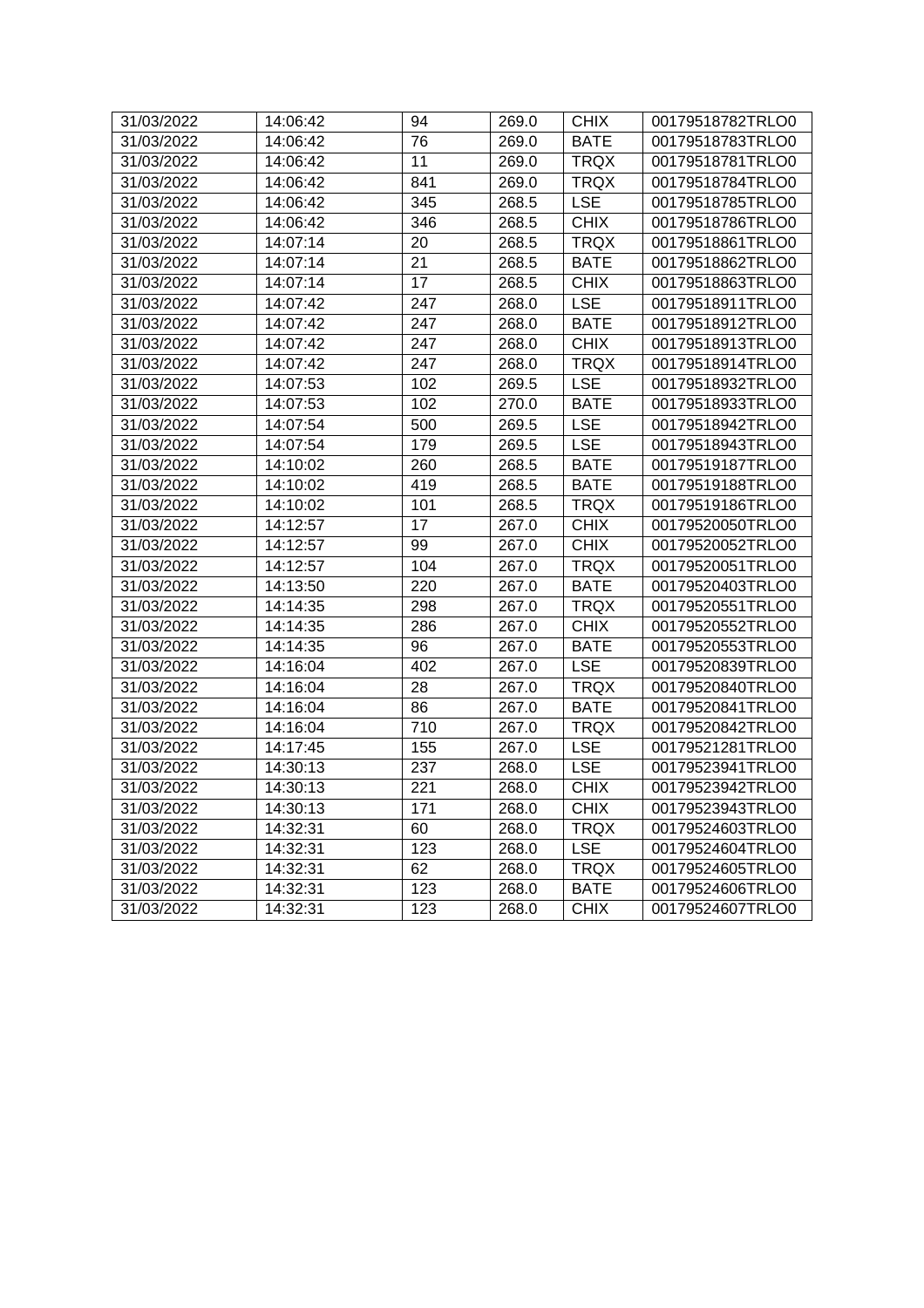| | | | | | |
|---|---|---|---|---|---|
| 31/03/2022 | 14:06:42 | 94 | 269.0 | CHIX | 00179518782TRLO0 |
| 31/03/2022 | 14:06:42 | 76 | 269.0 | BATE | 00179518783TRLO0 |
| 31/03/2022 | 14:06:42 | 11 | 269.0 | TRQX | 00179518781TRLO0 |
| 31/03/2022 | 14:06:42 | 841 | 269.0 | TRQX | 00179518784TRLO0 |
| 31/03/2022 | 14:06:42 | 345 | 268.5 | LSE | 00179518785TRLO0 |
| 31/03/2022 | 14:06:42 | 346 | 268.5 | CHIX | 00179518786TRLO0 |
| 31/03/2022 | 14:07:14 | 20 | 268.5 | TRQX | 00179518861TRLO0 |
| 31/03/2022 | 14:07:14 | 21 | 268.5 | BATE | 00179518862TRLO0 |
| 31/03/2022 | 14:07:14 | 17 | 268.5 | CHIX | 00179518863TRLO0 |
| 31/03/2022 | 14:07:42 | 247 | 268.0 | LSE | 00179518911TRLO0 |
| 31/03/2022 | 14:07:42 | 247 | 268.0 | BATE | 00179518912TRLO0 |
| 31/03/2022 | 14:07:42 | 247 | 268.0 | CHIX | 00179518913TRLO0 |
| 31/03/2022 | 14:07:42 | 247 | 268.0 | TRQX | 00179518914TRLO0 |
| 31/03/2022 | 14:07:53 | 102 | 269.5 | LSE | 00179518932TRLO0 |
| 31/03/2022 | 14:07:53 | 102 | 270.0 | BATE | 00179518933TRLO0 |
| 31/03/2022 | 14:07:54 | 500 | 269.5 | LSE | 00179518942TRLO0 |
| 31/03/2022 | 14:07:54 | 179 | 269.5 | LSE | 00179518943TRLO0 |
| 31/03/2022 | 14:10:02 | 260 | 268.5 | BATE | 00179519187TRLO0 |
| 31/03/2022 | 14:10:02 | 419 | 268.5 | BATE | 00179519188TRLO0 |
| 31/03/2022 | 14:10:02 | 101 | 268.5 | TRQX | 00179519186TRLO0 |
| 31/03/2022 | 14:12:57 | 17 | 267.0 | CHIX | 00179520050TRLO0 |
| 31/03/2022 | 14:12:57 | 99 | 267.0 | CHIX | 00179520052TRLO0 |
| 31/03/2022 | 14:12:57 | 104 | 267.0 | TRQX | 00179520051TRLO0 |
| 31/03/2022 | 14:13:50 | 220 | 267.0 | BATE | 00179520403TRLO0 |
| 31/03/2022 | 14:14:35 | 298 | 267.0 | TRQX | 00179520551TRLO0 |
| 31/03/2022 | 14:14:35 | 286 | 267.0 | CHIX | 00179520552TRLO0 |
| 31/03/2022 | 14:14:35 | 96 | 267.0 | BATE | 00179520553TRLO0 |
| 31/03/2022 | 14:16:04 | 402 | 267.0 | LSE | 00179520839TRLO0 |
| 31/03/2022 | 14:16:04 | 28 | 267.0 | TRQX | 00179520840TRLO0 |
| 31/03/2022 | 14:16:04 | 86 | 267.0 | BATE | 00179520841TRLO0 |
| 31/03/2022 | 14:16:04 | 710 | 267.0 | TRQX | 00179520842TRLO0 |
| 31/03/2022 | 14:17:45 | 155 | 267.0 | LSE | 00179521281TRLO0 |
| 31/03/2022 | 14:30:13 | 237 | 268.0 | LSE | 00179523941TRLO0 |
| 31/03/2022 | 14:30:13 | 221 | 268.0 | CHIX | 00179523942TRLO0 |
| 31/03/2022 | 14:30:13 | 171 | 268.0 | CHIX | 00179523943TRLO0 |
| 31/03/2022 | 14:32:31 | 60 | 268.0 | TRQX | 00179524603TRLO0 |
| 31/03/2022 | 14:32:31 | 123 | 268.0 | LSE | 00179524604TRLO0 |
| 31/03/2022 | 14:32:31 | 62 | 268.0 | TRQX | 00179524605TRLO0 |
| 31/03/2022 | 14:32:31 | 123 | 268.0 | BATE | 00179524606TRLO0 |
| 31/03/2022 | 14:32:31 | 123 | 268.0 | CHIX | 00179524607TRLO0 |